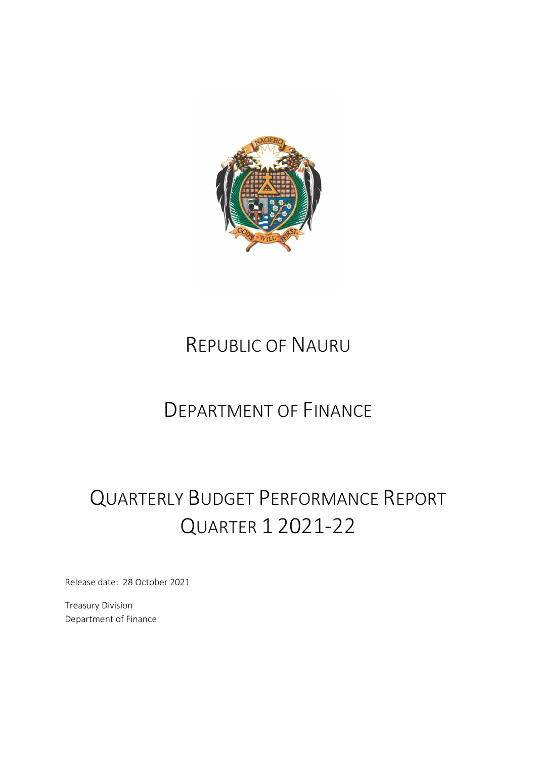# REPUBLIC OF NAURU

# DEPARTMENT OF FINANCE

# QUARTERLY BUDGET PERFORMANCE REPORT QUARTER 1 2021-22

Release date: 28 October 2021

Treasury Division
Department of Finance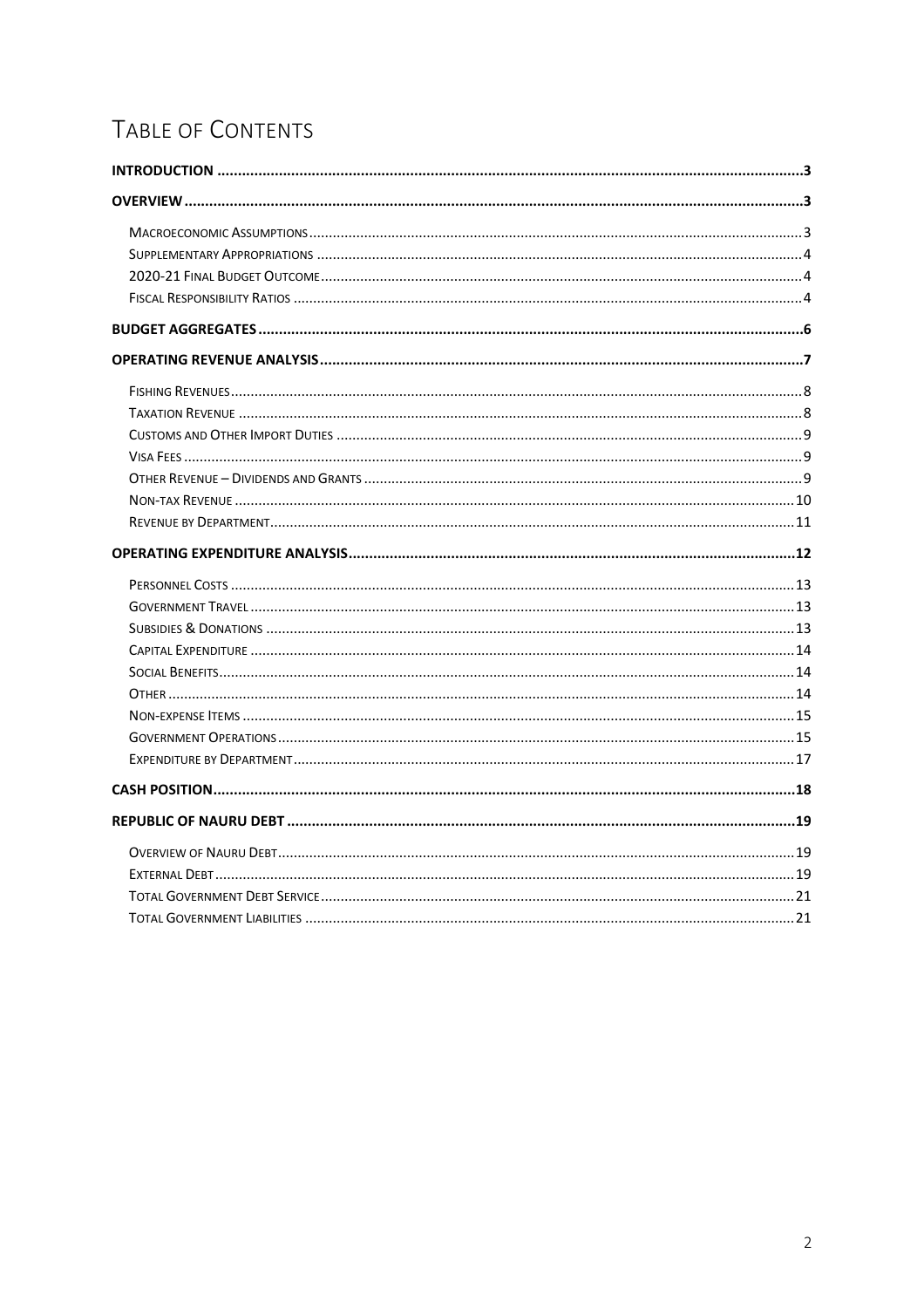# Table of Contents

**INTRODUCTION** .......... 3

**OVERVIEW** .......... 3

- Macroeconomic Assumptions .......... 3
- Supplementary Appropriations .......... 4
- 2020-21 Final Budget Outcome .......... 4
- Fiscal Responsibility Ratios .......... 4

**BUDGET AGGREGATES** .......... 6

**OPERATING REVENUE ANALYSIS** .......... 7

- Fishing Revenues .......... 8
- Taxation Revenue .......... 8
- Customs and Other Import Duties .......... 9
- Visa Fees .......... 9
- Other Revenue – Dividends and Grants .......... 9
- Non-tax Revenue .......... 10
- Revenue by Department .......... 11

**OPERATING EXPENDITURE ANALYSIS** .......... 12

- Personnel Costs .......... 13
- Government Travel .......... 13
- Subsidies & Donations .......... 13
- Capital Expenditure .......... 14
- Social Benefits .......... 14
- Other .......... 14
- Non-expense Items .......... 15
- Government Operations .......... 15
- Expenditure by Department .......... 17

**CASH POSITION** .......... 18

**REPUBLIC OF NAURU DEBT** .......... 19

- Overview of Nauru Debt .......... 19
- External Debt .......... 19
- Total Government Debt Service .......... 21
- Total Government Liabilities .......... 21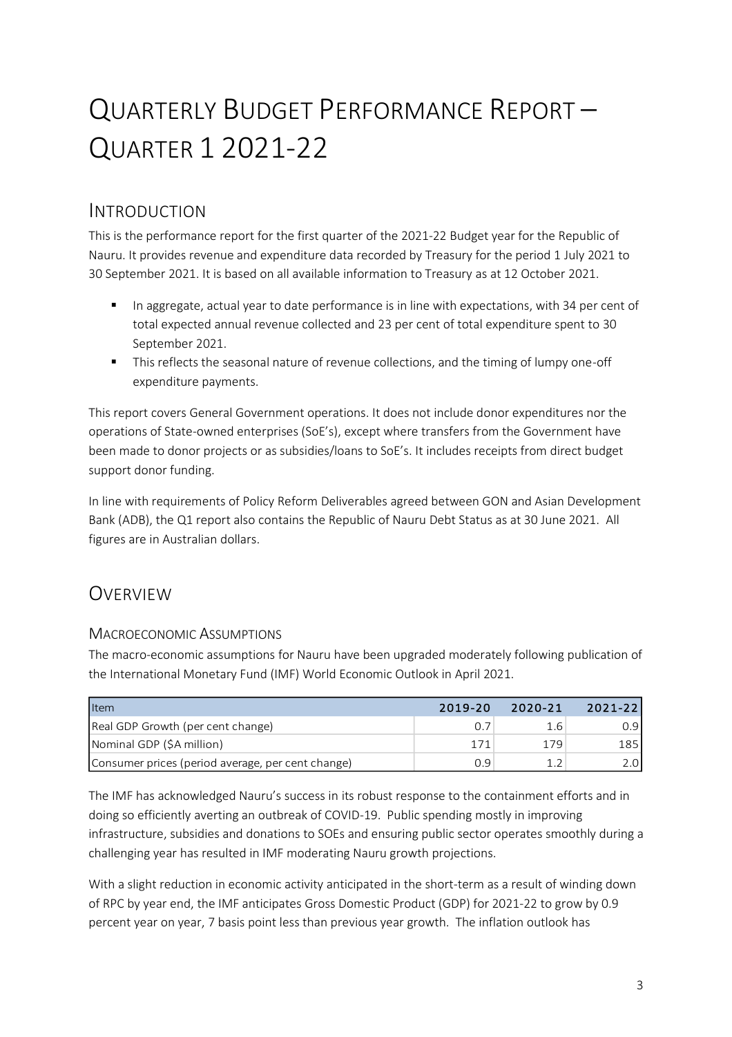# Quarterly Budget Performance Report – Quarter 1 2021-22

## Introduction

This is the performance report for the first quarter of the 2021-22 Budget year for the Republic of Nauru. It provides revenue and expenditure data recorded by Treasury for the period 1 July 2021 to 30 September 2021. It is based on all available information to Treasury as at 12 October 2021.

- In aggregate, actual year to date performance is in line with expectations, with 34 per cent of total expected annual revenue collected and 23 per cent of total expenditure spent to 30 September 2021.
- This reflects the seasonal nature of revenue collections, and the timing of lumpy one-off expenditure payments.

This report covers General Government operations. It does not include donor expenditures nor the operations of State-owned enterprises (SoE's), except where transfers from the Government have been made to donor projects or as subsidies/loans to SoE's. It includes receipts from direct budget support donor funding.

In line with requirements of Policy Reform Deliverables agreed between GON and Asian Development Bank (ADB), the Q1 report also contains the Republic of Nauru Debt Status as at 30 June 2021. All figures are in Australian dollars.

## Overview

### Macroeconomic Assumptions

The macro-economic assumptions for Nauru have been upgraded moderately following publication of the International Monetary Fund (IMF) World Economic Outlook in April 2021.

| Item | 2019-20 | 2020-21 | 2021-22 |
|---|---|---|---|
| Real GDP Growth (per cent change) | 0.7 | 1.6 | 0.9 |
| Nominal GDP ($A million) | 171 | 179 | 185 |
| Consumer prices (period average, per cent change) | 0.9 | 1.2 | 2.0 |

The IMF has acknowledged Nauru's success in its robust response to the containment efforts and in doing so efficiently averting an outbreak of COVID-19. Public spending mostly in improving infrastructure, subsidies and donations to SOEs and ensuring public sector operates smoothly during a challenging year has resulted in IMF moderating Nauru growth projections.

With a slight reduction in economic activity anticipated in the short-term as a result of winding down of RPC by year end, the IMF anticipates Gross Domestic Product (GDP) for 2021-22 to grow by 0.9 percent year on year, 7 basis point less than previous year growth. The inflation outlook has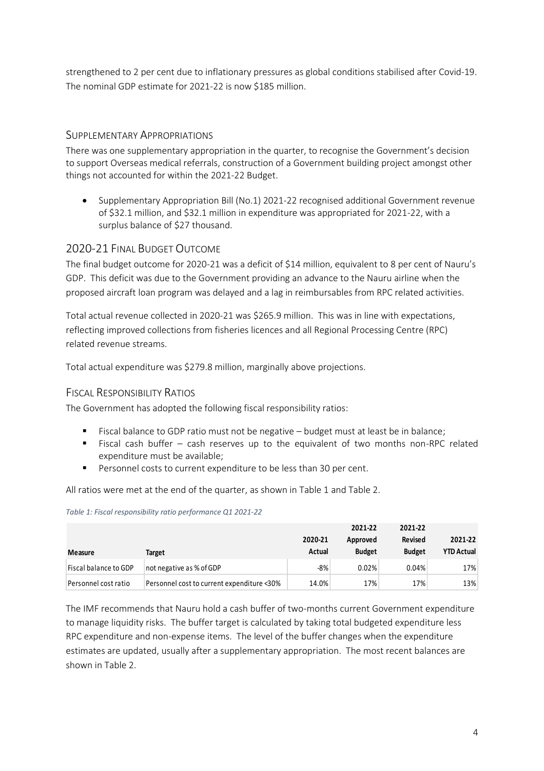strengthened to 2 per cent due to inflationary pressures as global conditions stabilised after Covid-19. The nominal GDP estimate for 2021-22 is now $185 million.

## Supplementary Appropriations

There was one supplementary appropriation in the quarter, to recognise the Government's decision to support Overseas medical referrals, construction of a Government building project amongst other things not accounted for within the 2021-22 Budget.

- Supplementary Appropriation Bill (No.1) 2021-22 recognised additional Government revenue of $32.1 million, and $32.1 million in expenditure was appropriated for 2021-22, with a surplus balance of $27 thousand.

## 2020-21 Final Budget Outcome

The final budget outcome for 2020-21 was a deficit of $14 million, equivalent to 8 per cent of Nauru's GDP. This deficit was due to the Government providing an advance to the Nauru airline when the proposed aircraft loan program was delayed and a lag in reimbursables from RPC related activities.

Total actual revenue collected in 2020-21 was $265.9 million. This was in line with expectations, reflecting improved collections from fisheries licences and all Regional Processing Centre (RPC) related revenue streams.

Total actual expenditure was $279.8 million, marginally above projections.

## Fiscal Responsibility Ratios

The Government has adopted the following fiscal responsibility ratios:

- Fiscal balance to GDP ratio must not be negative – budget must at least be in balance;
- Fiscal cash buffer – cash reserves up to the equivalent of two months non-RPC related expenditure must be available;
- Personnel costs to current expenditure to be less than 30 per cent.

All ratios were met at the end of the quarter, as shown in Table 1 and Table 2.

*Table 1: Fiscal responsibility ratio performance Q1 2021-22*

| Measure | Target | 2020-21 Actual | 2021-22 Approved Budget | 2021-22 Revised Budget | 2021-22 YTD Actual |
|---|---|---|---|---|---|
| Fiscal balance to GDP | not negative as % of GDP | -8% | 0.02% | 0.04% | 17% |
| Personnel cost ratio | Personnel cost to current expenditure <30% | 14.0% | 17% | 17% | 13% |

The IMF recommends that Nauru hold a cash buffer of two-months current Government expenditure to manage liquidity risks. The buffer target is calculated by taking total budgeted expenditure less RPC expenditure and non-expense items. The level of the buffer changes when the expenditure estimates are updated, usually after a supplementary appropriation. The most recent balances are shown in Table 2.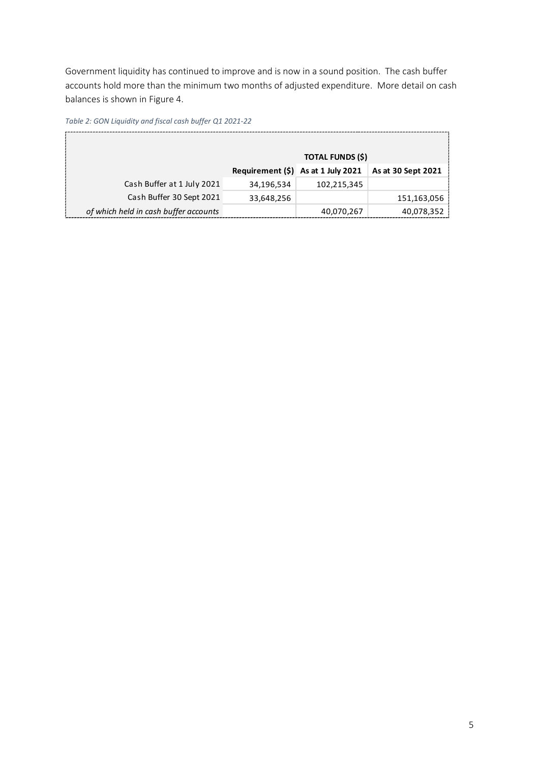Government liquidity has continued to improve and is now in a sound position. The cash buffer accounts hold more than the minimum two months of adjusted expenditure. More detail on cash balances is shown in Figure 4.

*Table 2: GON Liquidity and fiscal cash buffer Q1 2021-22*

| | | **TOTAL FUNDS ($)** | |
|---|---|---|---|
| | **Requirement ($)** | **As at 1 July 2021** | **As at 30 Sept 2021** |
| Cash Buffer at 1 July 2021 | 34,196,534 | 102,215,345 | |
| Cash Buffer 30 Sept 2021 | 33,648,256 | | 151,163,056 |
| *of which held in cash buffer accounts* | | 40,070,267 | 40,078,352 |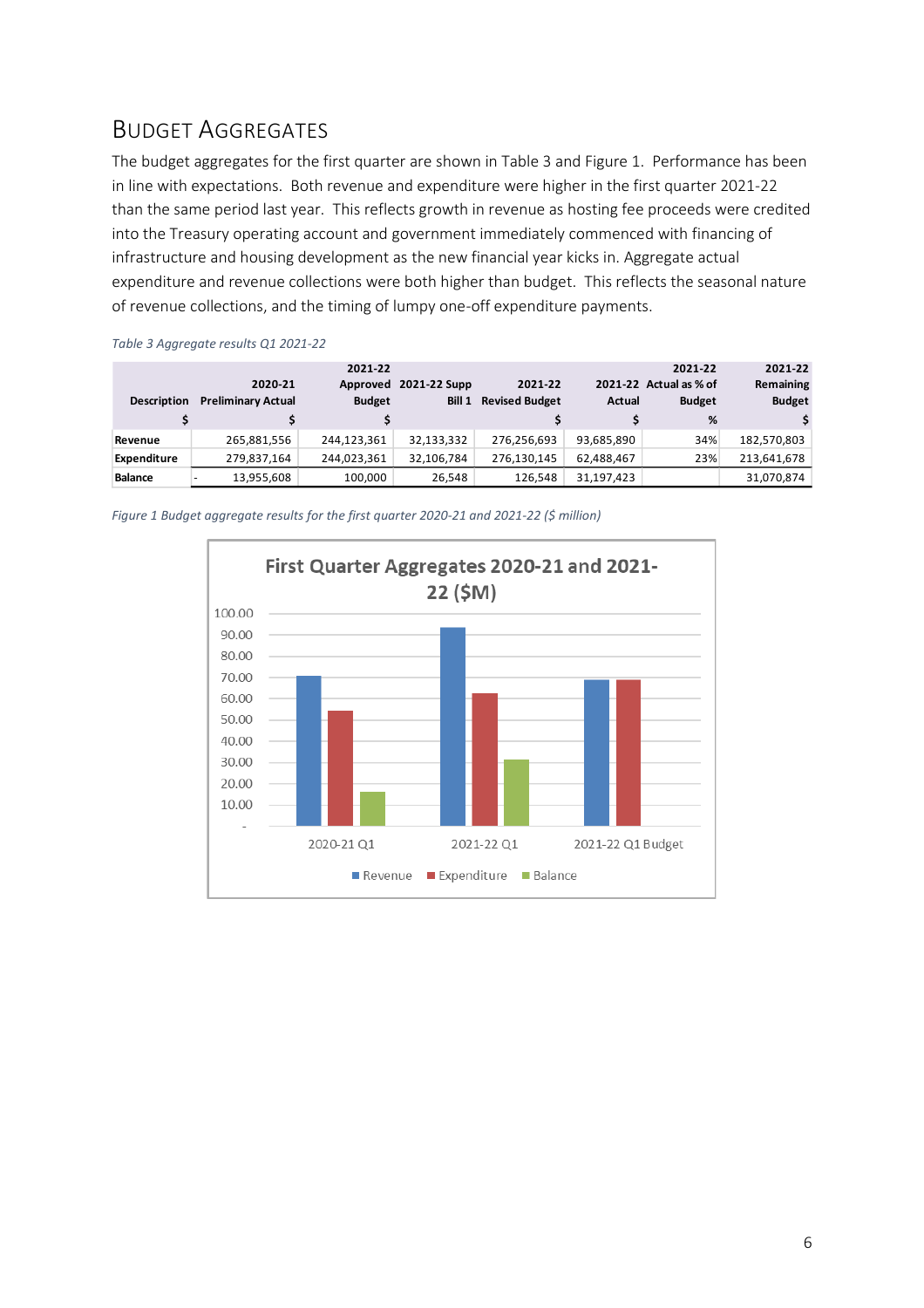## Budget Aggregates

The budget aggregates for the first quarter are shown in Table 3 and Figure 1. Performance has been in line with expectations. Both revenue and expenditure were higher in the first quarter 2021-22 than the same period last year. This reflects growth in revenue as hosting fee proceeds were credited into the Treasury operating account and government immediately commenced with financing of infrastructure and housing development as the new financial year kicks in. Aggregate actual expenditure and revenue collections were both higher than budget. This reflects the seasonal nature of revenue collections, and the timing of lumpy one-off expenditure payments.

*Table 3 Aggregate results Q1 2021-22*

| Description | 2020-21 Preliminary Actual | 2021-22 Approved Budget | 2021-22 Supp Bill 1 | 2021-22 Revised Budget | 2021-22 Actual | 2021-22 Actual as % of Budget | 2021-22 Remaining Budget |
|---|---|---|---|---|---|---|---|
| $ | $ | $ | | $ | $ | % | $ |
| **Revenue** | 265,881,556 | 244,123,361 | 32,133,332 | 276,256,693 | 93,685,890 | 34% | 182,570,803 |
| **Expenditure** | 279,837,164 | 244,023,361 | 32,106,784 | 276,130,145 | 62,488,467 | 23% | 213,641,678 |
| **Balance** | - 13,955,608 | 100,000 | 26,548 | 126,548 | 31,197,423 | | 31,070,874 |

*Figure 1 Budget aggregate results for the first quarter 2020-21 and 2021-22 ($ million)*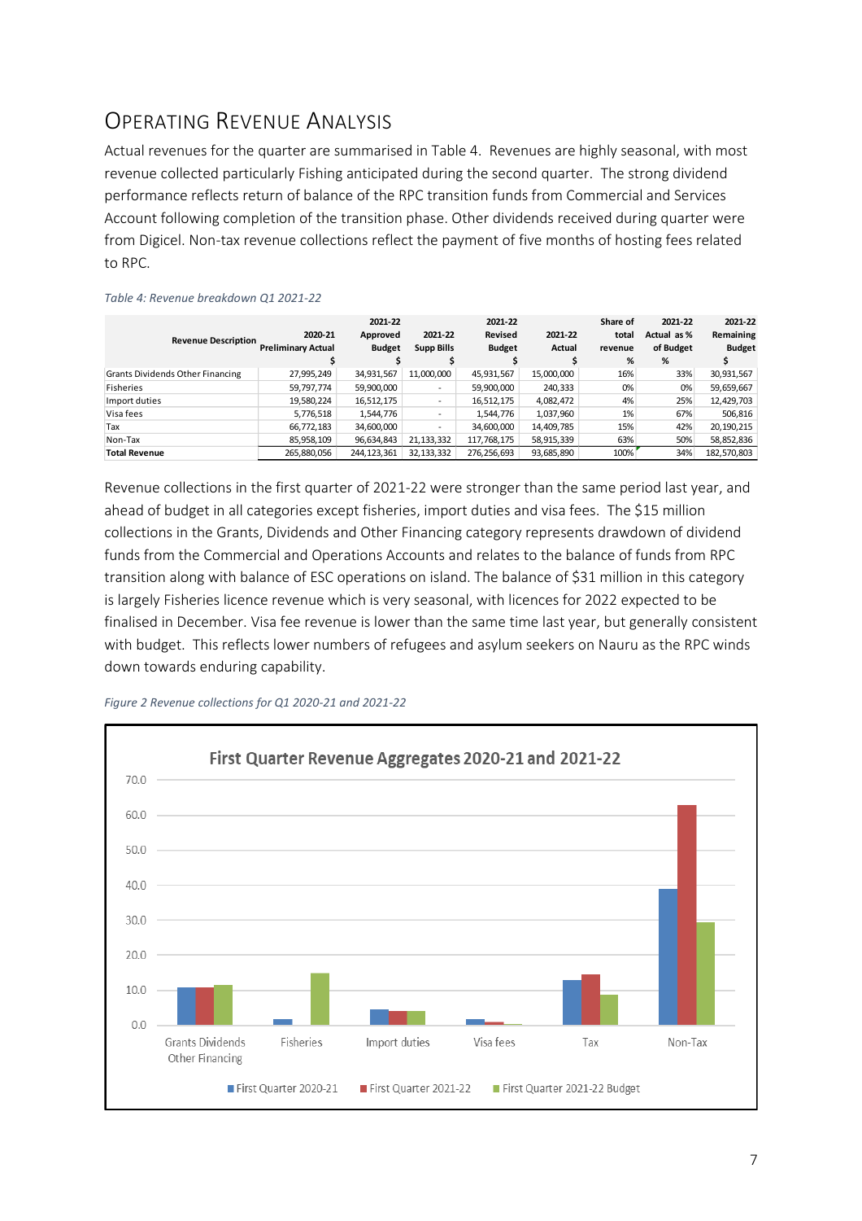# Operating Revenue Analysis

Actual revenues for the quarter are summarised in Table 4. Revenues are highly seasonal, with most revenue collected particularly Fishing anticipated during the second quarter. The strong dividend performance reflects return of balance of the RPC transition funds from Commercial and Services Account following completion of the transition phase. Other dividends received during quarter were from Digicel. Non-tax revenue collections reflect the payment of five months of hosting fees related to RPC.

*Table 4: Revenue breakdown Q1 2021-22*

| Revenue Description | 2020-21 Preliminary Actual $ | 2021-22 Approved Budget $ | 2021-22 Supp Bills $ | 2021-22 Revised Budget $ | 2021-22 Actual $ | Share of total revenue % | 2021-22 Actual as % of Budget % | 2021-22 Remaining Budget $ |
|---|---|---|---|---|---|---|---|---|
| Grants Dividends Other Financing | 27,995,249 | 34,931,567 | 11,000,000 | 45,931,567 | 15,000,000 | 16% | 33% | 30,931,567 |
| Fisheries | 59,797,774 | 59,900,000 | - | 59,900,000 | 240,333 | 0% | 0% | 59,659,667 |
| Import duties | 19,580,224 | 16,512,175 | - | 16,512,175 | 4,082,472 | 4% | 25% | 12,429,703 |
| Visa fees | 5,776,518 | 1,544,776 | - | 1,544,776 | 1,037,960 | 1% | 67% | 506,816 |
| Tax | 66,772,183 | 34,600,000 | - | 34,600,000 | 14,409,785 | 15% | 42% | 20,190,215 |
| Non-Tax | 85,958,109 | 96,634,843 | 21,133,332 | 117,768,175 | 58,915,339 | 63% | 50% | 58,852,836 |
| **Total Revenue** | 265,880,056 | 244,123,361 | 32,133,332 | 276,256,693 | 93,685,890 | 100% | 34% | 182,570,803 |

Revenue collections in the first quarter of 2021-22 were stronger than the same period last year, and ahead of budget in all categories except fisheries, import duties and visa fees. The $15 million collections in the Grants, Dividends and Other Financing category represents drawdown of dividend funds from the Commercial and Operations Accounts and relates to the balance of funds from RPC transition along with balance of ESC operations on island. The balance of $31 million in this category is largely Fisheries licence revenue which is very seasonal, with licences for 2022 expected to be finalised in December. Visa fee revenue is lower than the same time last year, but generally consistent with budget. This reflects lower numbers of refugees and asylum seekers on Nauru as the RPC winds down towards enduring capability.

*Figure 2 Revenue collections for Q1 2020-21 and 2021-22*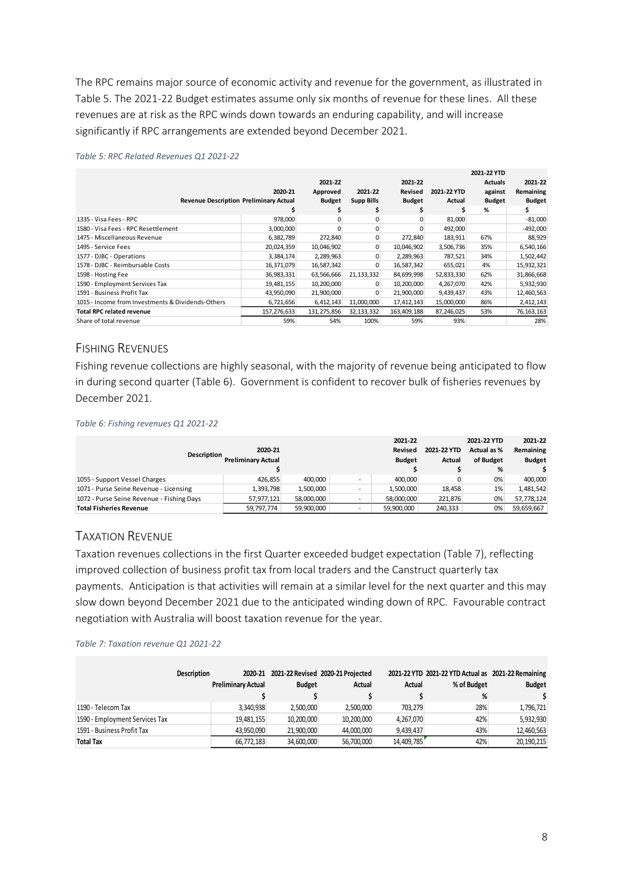The RPC remains major source of economic activity and revenue for the government, as illustrated in Table 5. The 2021-22 Budget estimates assume only six months of revenue for these lines. All these revenues are at risk as the RPC winds down towards an enduring capability, and will increase significantly if RPC arrangements are extended beyond December 2021.

*Table 5: RPC Related Revenues Q1 2021-22*

| Revenue Description | 2020-21 Preliminary Actual | 2021-22 Approved Budget | 2021-22 Supp Bills | 2021-22 Revised Budget | 2021-22 YTD Actual | 2021-22 YTD Actuals against Budget | 2021-22 Remaining Budget |
|---|---|---|---|---|---|---|---|
| | $ | $ | $ | $ | $ | % | $ |
| 1335 - Visa Fees - RPC | 978,000 | 0 | 0 | 0 | 81,000 | | -81,000 |
| 1580 - Visa Fees - RPC Resettlement | 3,000,000 | 0 | 0 | 0 | 492,000 | | -492,000 |
| 1475 - Miscellaneous Revenue | 6,382,789 | 272,840 | 0 | 272,840 | 183,911 | 67% | 88,929 |
| 1495 - Service Fees | 20,024,359 | 10,046,902 | 0 | 10,046,902 | 3,506,736 | 35% | 6,540,166 |
| 1577 - DJBC - Operations | 3,384,174 | 2,289,963 | 0 | 2,289,963 | 787,521 | 34% | 1,502,442 |
| 1578 - DJBC - Reimbursable Costs | 16,371,079 | 16,587,342 | 0 | 16,587,342 | 655,021 | 4% | 15,932,321 |
| 1598 - Hosting Fee | 36,983,331 | 63,566,666 | 21,133,332 | 84,699,998 | 52,833,330 | 62% | 31,866,668 |
| 1590 - Employment Services Tax | 19,481,155 | 10,200,000 | 0 | 10,200,000 | 4,267,070 | 42% | 5,932,930 |
| 1591 - Business Profit Tax | 43,950,090 | 21,900,000 | 0 | 21,900,000 | 9,439,437 | 43% | 12,460,563 |
| 1015 - Income from Investments & Dividends-Others | 6,721,656 | 6,412,143 | 11,000,000 | 17,412,143 | 15,000,000 | 86% | 2,412,143 |
| **Total RPC related revenue** | 157,276,633 | 131,275,856 | 32,133,332 | 163,409,188 | 87,246,025 | 53% | 76,163,163 |
| Share of total revenue | 59% | 54% | 100% | 59% | 93% | | 28% |

## Fishing Revenues

Fishing revenue collections are highly seasonal, with the majority of revenue being anticipated to flow in during second quarter (Table 6). Government is confident to recover bulk of fisheries revenues by December 2021.

*Table 6: Fishing revenues Q1 2021-22*

| Description | 2020-21 Preliminary Actual | | | 2021-22 Revised Budget | 2021-22 YTD Actual | 2021-22 YTD Actual as % of Budget | 2021-22 Remaining Budget |
|---|---|---|---|---|---|---|---|
| | $ | | | $ | $ | % | $ |
| 1055 - Support Vessel Charges | 426,855 | 400,000 | - | 400,000 | 0 | 0% | 400,000 |
| 1071 - Purse Seine Revenue - Licensing | 1,393,798 | 1,500,000 | - | 1,500,000 | 18,458 | 1% | 1,481,542 |
| 1072 - Purse Seine Revenue - Fishing Days | 57,977,121 | 58,000,000 | - | 58,000,000 | 221,876 | 0% | 57,778,124 |
| **Total Fisheries Revenue** | 59,797,774 | 59,900,000 | - | 59,900,000 | 240,333 | 0% | 59,659,667 |

## Taxation Revenue

Taxation revenues collections in the first Quarter exceeded budget expectation (Table 7), reflecting improved collection of business profit tax from local traders and the Canstruct quarterly tax payments. Anticipation is that activities will remain at a similar level for the next quarter and this may slow down beyond December 2021 due to the anticipated winding down of RPC. Favourable contract negotiation with Australia will boost taxation revenue for the year.

*Table 7: Taxation revenue Q1 2021-22*

| Description | 2020-21 Preliminary Actual | 2021-22 Revised Budget | 2020-21 Projected Actual | 2021-22 YTD Actual | 2021-22 YTD Actual as % of Budget | 2021-22 Remaining Budget |
|---|---|---|---|---|---|---|
| | $ | $ | $ | $ | % | $ |
| 1190 - Telecom Tax | 3,340,938 | 2,500,000 | 2,500,000 | 703,279 | 28% | 1,796,721 |
| 1590 - Employment Services Tax | 19,481,155 | 10,200,000 | 10,200,000 | 4,267,070 | 42% | 5,932,930 |
| 1591 - Business Profit Tax | 43,950,090 | 21,900,000 | 44,000,000 | 9,439,437 | 43% | 12,460,563 |
| **Total Tax** | 66,772,183 | 34,600,000 | 56,700,000 | 14,409,785 | 42% | 20,190,215 |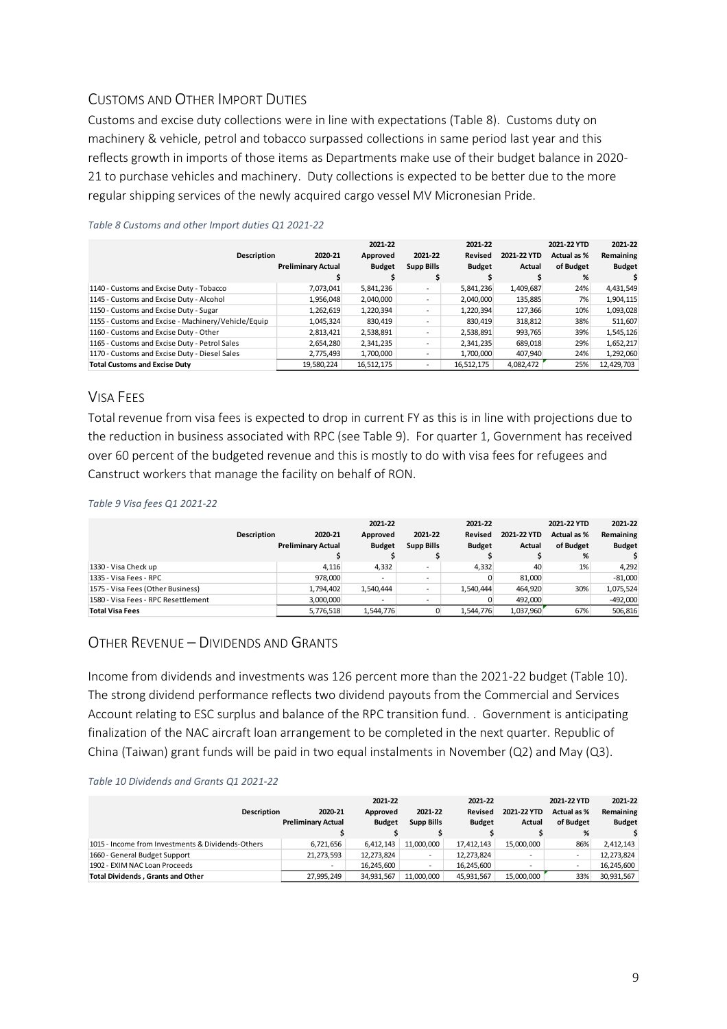## Customs and Other Import Duties

Customs and excise duty collections were in line with expectations (Table 8). Customs duty on machinery & vehicle, petrol and tobacco surpassed collections in same period last year and this reflects growth in imports of those items as Departments make use of their budget balance in 2020-21 to purchase vehicles and machinery. Duty collections is expected to be better due to the more regular shipping services of the newly acquired cargo vessel MV Micronesian Pride.

*Table 8 Customs and other Import duties Q1 2021-22*

| Description | 2020-21 Preliminary Actual $ | 2021-22 Approved Budget $ | 2021-22 Supp Bills $ | 2021-22 Revised Budget $ | 2021-22 YTD Actual $ | 2021-22 YTD Actual as % of Budget % | 2021-22 Remaining Budget $ |
|---|---|---|---|---|---|---|---|
| 1140 - Customs and Excise Duty - Tobacco | 7,073,041 | 5,841,236 | - | 5,841,236 | 1,409,687 | 24% | 4,431,549 |
| 1145 - Customs and Excise Duty - Alcohol | 1,956,048 | 2,040,000 | - | 2,040,000 | 135,885 | 7% | 1,904,115 |
| 1150 - Customs and Excise Duty - Sugar | 1,262,619 | 1,220,394 | - | 1,220,394 | 127,366 | 10% | 1,093,028 |
| 1155 - Customs and Excise - Machinery/Vehicle/Equip | 1,045,324 | 830,419 | - | 830,419 | 318,812 | 38% | 511,607 |
| 1160 - Customs and Excise Duty - Other | 2,813,421 | 2,538,891 | - | 2,538,891 | 993,765 | 39% | 1,545,126 |
| 1165 - Customs and Excise Duty - Petrol Sales | 2,654,280 | 2,341,235 | - | 2,341,235 | 689,018 | 29% | 1,652,217 |
| 1170 - Customs and Excise Duty - Diesel Sales | 2,775,493 | 1,700,000 | - | 1,700,000 | 407,940 | 24% | 1,292,060 |
| **Total Customs and Excise Duty** | 19,580,224 | 16,512,175 | - | 16,512,175 | 4,082,472 | 25% | 12,429,703 |

## Visa Fees

Total revenue from visa fees is expected to drop in current FY as this is in line with projections due to the reduction in business associated with RPC (see Table 9). For quarter 1, Government has received over 60 percent of the budgeted revenue and this is mostly to do with visa fees for refugees and Canstruct workers that manage the facility on behalf of RON.

*Table 9 Visa fees Q1 2021-22*

| Description | 2020-21 Preliminary Actual $ | 2021-22 Approved Budget $ | 2021-22 Supp Bills $ | 2021-22 Revised Budget $ | 2021-22 YTD Actual $ | 2021-22 YTD Actual as % of Budget % | 2021-22 Remaining Budget $ |
|---|---|---|---|---|---|---|---|
| 1330 - Visa Check up | 4,116 | 4,332 | - | 4,332 | 40 | 1% | 4,292 |
| 1335 - Visa Fees - RPC | 978,000 | - | - | 0 | 81,000 | | -81,000 |
| 1575 - Visa Fees (Other Business) | 1,794,402 | 1,540,444 | - | 1,540,444 | 464,920 | 30% | 1,075,524 |
| 1580 - Visa Fees - RPC Resettlement | 3,000,000 | - | - | 0 | 492,000 | | -492,000 |
| **Total Visa Fees** | 5,776,518 | 1,544,776 | 0 | 1,544,776 | 1,037,960 | 67% | 506,816 |

## Other Revenue – Dividends and Grants

Income from dividends and investments was 126 percent more than the 2021-22 budget (Table 10). The strong dividend performance reflects two dividend payouts from the Commercial and Services Account relating to ESC surplus and balance of the RPC transition fund. . Government is anticipating finalization of the NAC aircraft loan arrangement to be completed in the next quarter. Republic of China (Taiwan) grant funds will be paid in two equal instalments in November (Q2) and May (Q3).

*Table 10 Dividends and Grants Q1 2021-22*

| Description | 2020-21 Preliminary Actual $ | 2021-22 Approved Budget $ | 2021-22 Supp Bills $ | 2021-22 Revised Budget $ | 2021-22 YTD Actual $ | 2021-22 YTD Actual as % of Budget % | 2021-22 Remaining Budget $ |
|---|---|---|---|---|---|---|---|
| 1015 - Income from Investments & Dividends-Others | 6,721,656 | 6,412,143 | 11,000,000 | 17,412,143 | 15,000,000 | 86% | 2,412,143 |
| 1660 - General Budget Support | 21,273,593 | 12,273,824 | - | 12,273,824 | - | - | 12,273,824 |
| 1902 - EXIM NAC Loan Proceeds | - | 16,245,600 | - | 16,245,600 | - | - | 16,245,600 |
| **Total Dividends , Grants and Other** | 27,995,249 | 34,931,567 | 11,000,000 | 45,931,567 | 15,000,000 | 33% | 30,931,567 |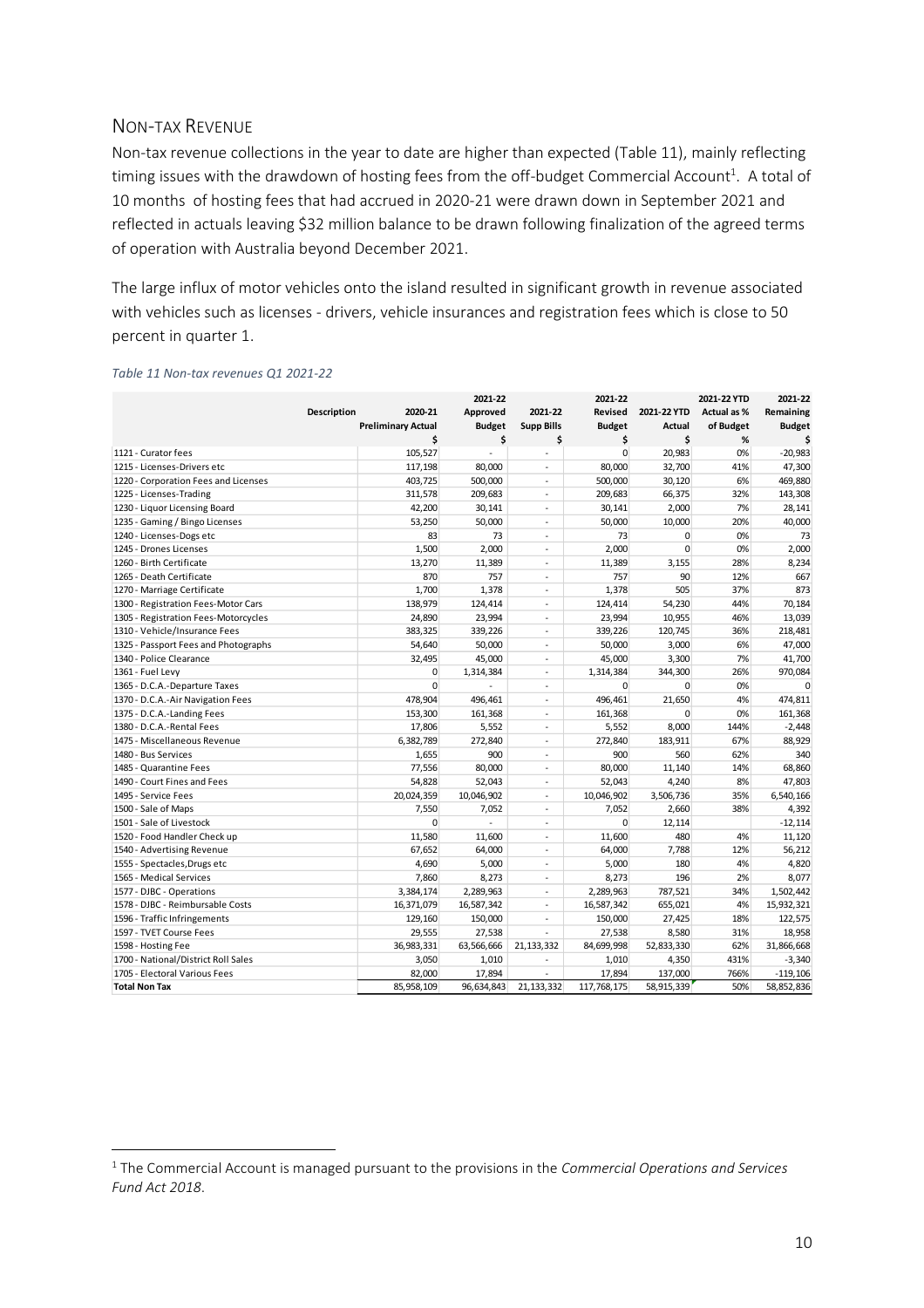## NON-TAX REVENUE

Non-tax revenue collections in the year to date are higher than expected (Table 11), mainly reflecting timing issues with the drawdown of hosting fees from the off-budget Commercial Account[1]. A total of 10 months of hosting fees that had accrued in 2020-21 were drawn down in September 2021 and reflected in actuals leaving $32 million balance to be drawn following finalization of the agreed terms of operation with Australia beyond December 2021.

The large influx of motor vehicles onto the island resulted in significant growth in revenue associated with vehicles such as licenses - drivers, vehicle insurances and registration fees which is close to 50 percent in quarter 1.

*Table 11 Non-tax revenues Q1 2021-22*

| Description | 2020-21 Preliminary Actual $ | 2021-22 Approved Budget $ | 2021-22 Supp Bills $ | 2021-22 Revised Budget $ | 2021-22 YTD Actual $ | 2021-22 YTD Actual as % of Budget % | 2021-22 Remaining Budget $ |
|---|---|---|---|---|---|---|---|
| 1121 - Curator fees | 105,527 | - | - | 0 | 20,983 | 0% | -20,983 |
| 1215 - Licenses-Drivers etc | 117,198 | 80,000 | - | 80,000 | 32,700 | 41% | 47,300 |
| 1220 - Corporation Fees and Licenses | 403,725 | 500,000 | - | 500,000 | 30,120 | 6% | 469,880 |
| 1225 - Licenses-Trading | 311,578 | 209,683 | - | 209,683 | 66,375 | 32% | 143,308 |
| 1230 - Liquor Licensing Board | 42,200 | 30,141 | - | 30,141 | 2,000 | 7% | 28,141 |
| 1235 - Gaming / Bingo Licenses | 53,250 | 50,000 | - | 50,000 | 10,000 | 20% | 40,000 |
| 1240 - Licenses-Dogs etc | 83 | 73 | - | 73 | 0 | 0% | 73 |
| 1245 - Drones Licenses | 1,500 | 2,000 | - | 2,000 | 0 | 0% | 2,000 |
| 1260 - Birth Certificate | 13,270 | 11,389 | - | 11,389 | 3,155 | 28% | 8,234 |
| 1265 - Death Certificate | 870 | 757 | - | 757 | 90 | 12% | 667 |
| 1270 - Marriage Certificate | 1,700 | 1,378 | - | 1,378 | 505 | 37% | 873 |
| 1300 - Registration Fees-Motor Cars | 138,979 | 124,414 | - | 124,414 | 54,230 | 44% | 70,184 |
| 1305 - Registration Fees-Motorcycles | 24,890 | 23,994 | - | 23,994 | 10,955 | 46% | 13,039 |
| 1310 - Vehicle/Insurance Fees | 383,325 | 339,226 | - | 339,226 | 120,745 | 36% | 218,481 |
| 1325 - Passport Fees and Photographs | 54,640 | 50,000 | - | 50,000 | 3,000 | 6% | 47,000 |
| 1340 - Police Clearance | 32,495 | 45,000 | - | 45,000 | 3,300 | 7% | 41,700 |
| 1361 - Fuel Levy | 0 | 1,314,384 | - | 1,314,384 | 344,300 | 26% | 970,084 |
| 1365 - D.C.A.-Departure Taxes | 0 | - | - | 0 | 0 | 0% | 0 |
| 1370 - D.C.A.-Air Navigation Fees | 478,904 | 496,461 | - | 496,461 | 21,650 | 4% | 474,811 |
| 1375 - D.C.A.-Landing Fees | 153,300 | 161,368 | - | 161,368 | 0 | 0% | 161,368 |
| 1380 - D.C.A.-Rental Fees | 17,806 | 5,552 | - | 5,552 | 8,000 | 144% | -2,448 |
| 1475 - Miscellaneous Revenue | 6,382,789 | 272,840 | - | 272,840 | 183,911 | 67% | 88,929 |
| 1480 - Bus Services | 1,655 | 900 | - | 900 | 560 | 62% | 340 |
| 1485 - Quarantine Fees | 77,556 | 80,000 | - | 80,000 | 11,140 | 14% | 68,860 |
| 1490 - Court Fines and Fees | 54,828 | 52,043 | - | 52,043 | 4,240 | 8% | 47,803 |
| 1495 - Service Fees | 20,024,359 | 10,046,902 | - | 10,046,902 | 3,506,736 | 35% | 6,540,166 |
| 1500 - Sale of Maps | 7,550 | 7,052 | - | 7,052 | 2,660 | 38% | 4,392 |
| 1501 - Sale of Livestock | 0 | - | - | 0 | 12,114 | | -12,114 |
| 1520 - Food Handler Check up | 11,580 | 11,600 | - | 11,600 | 480 | 4% | 11,120 |
| 1540 - Advertising Revenue | 67,652 | 64,000 | - | 64,000 | 7,788 | 12% | 56,212 |
| 1555 - Spectacles,Drugs etc | 4,690 | 5,000 | - | 5,000 | 180 | 4% | 4,820 |
| 1565 - Medical Services | 7,860 | 8,273 | - | 8,273 | 196 | 2% | 8,077 |
| 1577 - DJBC - Operations | 3,384,174 | 2,289,963 | - | 2,289,963 | 787,521 | 34% | 1,502,442 |
| 1578 - DJBC - Reimbursable Costs | 16,371,079 | 16,587,342 | - | 16,587,342 | 655,021 | 4% | 15,932,321 |
| 1596 - Traffic Infringements | 129,160 | 150,000 | - | 150,000 | 27,425 | 18% | 122,575 |
| 1597 - TVET Course Fees | 29,555 | 27,538 | - | 27,538 | 8,580 | 31% | 18,958 |
| 1598 - Hosting Fee | 36,983,331 | 63,566,666 | 21,133,332 | 84,699,998 | 52,833,330 | 62% | 31,866,668 |
| 1700 - National/District Roll Sales | 3,050 | 1,010 | - | 1,010 | 4,350 | 431% | -3,340 |
| 1705 - Electoral Various Fees | 82,000 | 17,894 | - | 17,894 | 137,000 | 766% | -119,106 |
| **Total Non Tax** | 85,958,109 | 96,634,843 | 21,133,332 | 117,768,175 | 58,915,339 | 50% | 58,852,836 |

[1] The Commercial Account is managed pursuant to the provisions in the *Commercial Operations and Services Fund Act 2018*.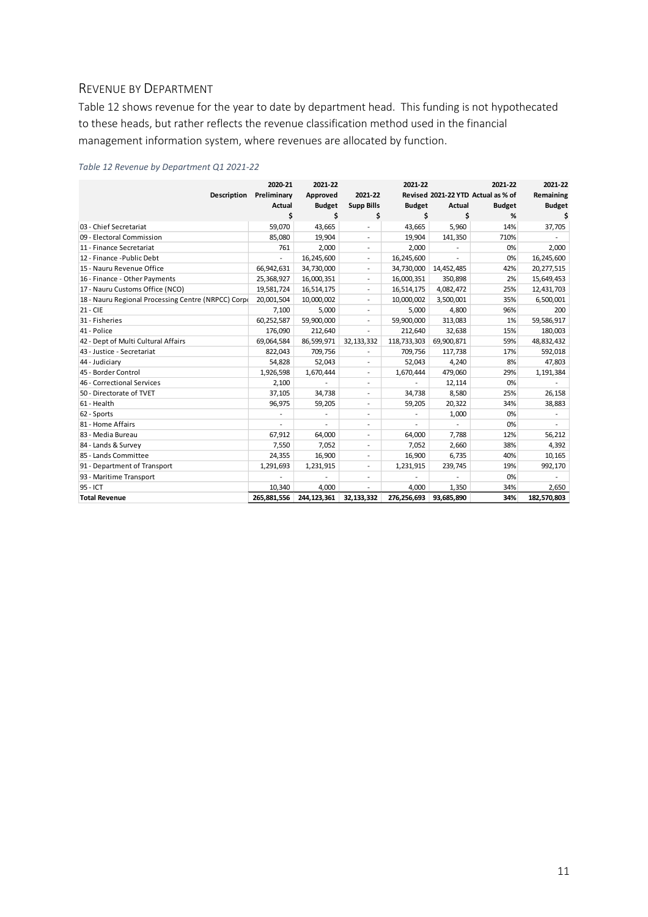## Revenue by Department

Table 12 shows revenue for the year to date by department head. This funding is not hypothecated to these heads, but rather reflects the revenue classification method used in the financial management information system, where revenues are allocated by function.

*Table 12 Revenue by Department Q1 2021-22*

| Description | 2020-21 Preliminary Actual $ | 2021-22 Approved Budget $ | 2021-22 Supp Bills $ | 2021-22 Revised Budget $ | 2021-22 YTD Actual $ | 2021-22 Actual as % of Budget % | 2021-22 Remaining Budget $ |
|---|---|---|---|---|---|---|---|
| 03 - Chief Secretariat | 59,070 | 43,665 | - | 43,665 | 5,960 | 14% | 37,705 |
| 09 - Electoral Commission | 85,080 | 19,904 | - | 19,904 | 141,350 | 710% | - |
| 11 - Finance Secretariat | 761 | 2,000 | - | 2,000 | - | 0% | 2,000 |
| 12 - Finance -Public Debt | - | 16,245,600 | - | 16,245,600 | - | 0% | 16,245,600 |
| 15 - Nauru Revenue Office | 66,942,631 | 34,730,000 | - | 34,730,000 | 14,452,485 | 42% | 20,277,515 |
| 16 - Finance - Other Payments | 25,368,927 | 16,000,351 | - | 16,000,351 | 350,898 | 2% | 15,649,453 |
| 17 - Nauru Customs Office (NCO) | 19,581,724 | 16,514,175 | - | 16,514,175 | 4,082,472 | 25% | 12,431,703 |
| 18 - Nauru Regional Processing Centre (NRPCC) Corp | 20,001,504 | 10,000,002 | - | 10,000,002 | 3,500,001 | 35% | 6,500,001 |
| 21 - CIE | 7,100 | 5,000 | - | 5,000 | 4,800 | 96% | 200 |
| 31 - Fisheries | 60,252,587 | 59,900,000 | - | 59,900,000 | 313,083 | 1% | 59,586,917 |
| 41 - Police | 176,090 | 212,640 | - | 212,640 | 32,638 | 15% | 180,003 |
| 42 - Dept of Multi Cultural Affairs | 69,064,584 | 86,599,971 | 32,133,332 | 118,733,303 | 69,900,871 | 59% | 48,832,432 |
| 43 - Justice - Secretariat | 822,043 | 709,756 | - | 709,756 | 117,738 | 17% | 592,018 |
| 44 - Judiciary | 54,828 | 52,043 | - | 52,043 | 4,240 | 8% | 47,803 |
| 45 - Border Control | 1,926,598 | 1,670,444 | - | 1,670,444 | 479,060 | 29% | 1,191,384 |
| 46 - Correctional Services | 2,100 | - | - | - | 12,114 | 0% | - |
| 50 - Directorate of TVET | 37,105 | 34,738 | - | 34,738 | 8,580 | 25% | 26,158 |
| 61 - Health | 96,975 | 59,205 | - | 59,205 | 20,322 | 34% | 38,883 |
| 62 - Sports | - | - | - | - | 1,000 | 0% | - |
| 81 - Home Affairs | - | - | - | - | - | 0% | - |
| 83 - Media Bureau | 67,912 | 64,000 | - | 64,000 | 7,788 | 12% | 56,212 |
| 84 - Lands & Survey | 7,550 | 7,052 | - | 7,052 | 2,660 | 38% | 4,392 |
| 85 - Lands Committee | 24,355 | 16,900 | - | 16,900 | 6,735 | 40% | 10,165 |
| 91 - Department of Transport | 1,291,693 | 1,231,915 | - | 1,231,915 | 239,745 | 19% | 992,170 |
| 93 - Maritime Transport | - | - | - | - | - | 0% | - |
| 95 - ICT | 10,340 | 4,000 | - | 4,000 | 1,350 | 34% | 2,650 |
| **Total Revenue** | **265,881,556** | **244,123,361** | **32,133,332** | **276,256,693** | **93,685,890** | **34%** | **182,570,803** |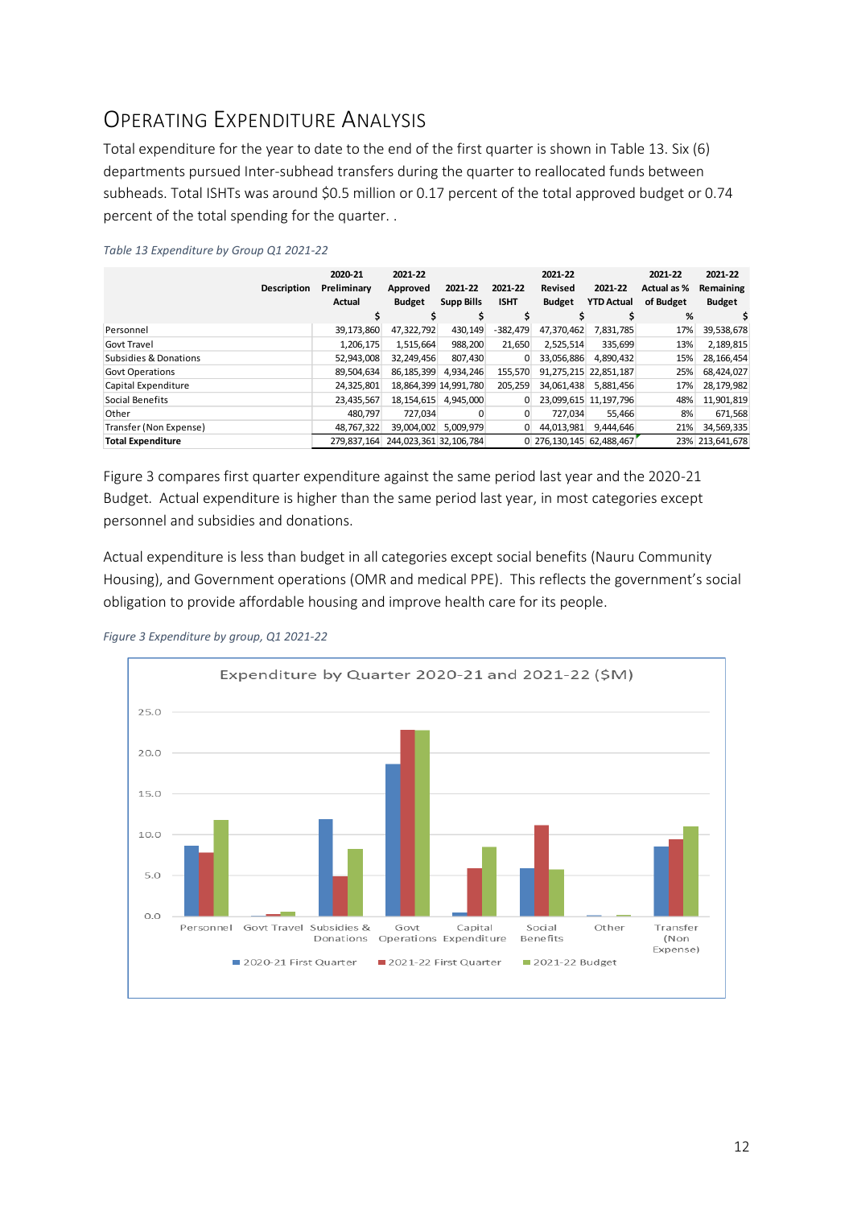## Operating Expenditure Analysis

Total expenditure for the year to date to the end of the first quarter is shown in Table 13. Six (6) departments pursued Inter-subhead transfers during the quarter to reallocated funds between subheads. Total ISHTs was around $0.5 million or 0.17 percent of the total approved budget or 0.74 percent of the total spending for the quarter. .

*Table 13 Expenditure by Group Q1 2021-22*

| Description | 2020-21 Preliminary Actual | 2021-22 Approved Budget | 2021-22 Supp Bills | 2021-22 ISHT | 2021-22 Revised Budget | 2021-22 YTD Actual | 2021-22 Actual as % of Budget | 2021-22 Remaining Budget |
|---|---|---|---|---|---|---|---|---|
| | $ | $ | $ | $ | $ | $ | % | $ |
| Personnel | 39,173,860 | 47,322,792 | 430,149 | -382,479 | 47,370,462 | 7,831,785 | 17% | 39,538,678 |
| Govt Travel | 1,206,175 | 1,515,664 | 988,200 | 21,650 | 2,525,514 | 335,699 | 13% | 2,189,815 |
| Subsidies & Donations | 52,943,008 | 32,249,456 | 807,430 | 0 | 33,056,886 | 4,890,432 | 15% | 28,166,454 |
| Govt Operations | 89,504,634 | 86,185,399 | 4,934,246 | 155,570 | 91,275,215 | 22,851,187 | 25% | 68,424,027 |
| Capital Expenditure | 24,325,801 | 18,864,399 | 14,991,780 | 205,259 | 34,061,438 | 5,881,456 | 17% | 28,179,982 |
| Social Benefits | 23,435,567 | 18,154,615 | 4,945,000 | 0 | 23,099,615 | 11,197,796 | 48% | 11,901,819 |
| Other | 480,797 | 727,034 | 0 | 0 | 727,034 | 55,466 | 8% | 671,568 |
| Transfer (Non Expense) | 48,767,322 | 39,004,002 | 5,009,979 | 0 | 44,013,981 | 9,444,646 | 21% | 34,569,335 |
| **Total Expenditure** | 279,837,164 | 244,023,361 | 32,106,784 | 0 | 276,130,145 | 62,488,467 | 23% | 213,641,678 |

Figure 3 compares first quarter expenditure against the same period last year and the 2020-21 Budget. Actual expenditure is higher than the same period last year, in most categories except personnel and subsidies and donations.

Actual expenditure is less than budget in all categories except social benefits (Nauru Community Housing), and Government operations (OMR and medical PPE). This reflects the government's social obligation to provide affordable housing and improve health care for its people.

*Figure 3 Expenditure by group, Q1 2021-22*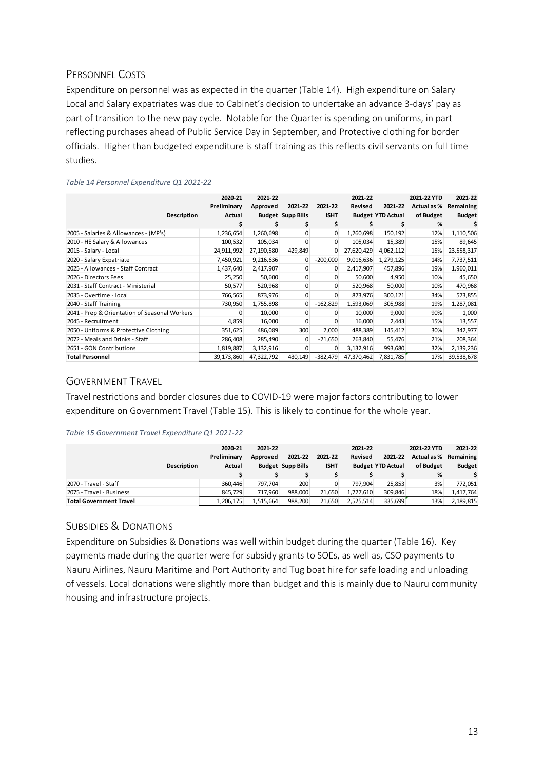## Personnel Costs

Expenditure on personnel was as expected in the quarter (Table 14). High expenditure on Salary Local and Salary expatriates was due to Cabinet's decision to undertake an advance 3-days' pay as part of transition to the new pay cycle. Notable for the Quarter is spending on uniforms, in part reflecting purchases ahead of Public Service Day in September, and Protective clothing for border officials. Higher than budgeted expenditure is staff training as this reflects civil servants on full time studies.

*Table 14 Personnel Expenditure Q1 2021-22*

| Description | 2020-21 Preliminary Actual | 2021-22 Approved Budget | 2021-22 Supp Bills | 2021-22 ISHT | 2021-22 Revised Budget | 2021-22 YTD Actual | 2021-22 YTD Actual as % of Budget | 2021-22 Remaining Budget |
|---|---|---|---|---|---|---|---|---|
| | $ | $ | $ | $ | $ | $ | % | $ |
| 2005 - Salaries & Allowances - (MP's) | 1,236,654 | 1,260,698 | 0 | 0 | 1,260,698 | 150,192 | 12% | 1,110,506 |
| 2010 - HE Salary & Allowances | 100,532 | 105,034 | 0 | 0 | 105,034 | 15,389 | 15% | 89,645 |
| 2015 - Salary - Local | 24,911,992 | 27,190,580 | 429,849 | 0 | 27,620,429 | 4,062,112 | 15% | 23,558,317 |
| 2020 - Salary Expatriate | 7,450,921 | 9,216,636 | 0 | -200,000 | 9,016,636 | 1,279,125 | 14% | 7,737,511 |
| 2025 - Allowances - Staff Contract | 1,437,640 | 2,417,907 | 0 | 0 | 2,417,907 | 457,896 | 19% | 1,960,011 |
| 2026 - Directors Fees | 25,250 | 50,600 | 0 | 0 | 50,600 | 4,950 | 10% | 45,650 |
| 2031 - Staff Contract - Ministerial | 50,577 | 520,968 | 0 | 0 | 520,968 | 50,000 | 10% | 470,968 |
| 2035 - Overtime - local | 766,565 | 873,976 | 0 | 0 | 873,976 | 300,121 | 34% | 573,855 |
| 2040 - Staff Training | 730,950 | 1,755,898 | 0 | -162,829 | 1,593,069 | 305,988 | 19% | 1,287,081 |
| 2041 - Prep & Orientation of Seasonal Workers | 0 | 10,000 | 0 | 0 | 10,000 | 9,000 | 90% | 1,000 |
| 2045 - Recruitment | 4,859 | 16,000 | 0 | 0 | 16,000 | 2,443 | 15% | 13,557 |
| 2050 - Uniforms & Protective Clothing | 351,625 | 486,089 | 300 | 2,000 | 488,389 | 145,412 | 30% | 342,977 |
| 2072 - Meals and Drinks - Staff | 286,408 | 285,490 | 0 | -21,650 | 263,840 | 55,476 | 21% | 208,364 |
| 2651 - GON Contributions | 1,819,887 | 3,132,916 | 0 | 0 | 3,132,916 | 993,680 | 32% | 2,139,236 |
| **Total Personnel** | 39,173,860 | 47,322,792 | 430,149 | -382,479 | 47,370,462 | 7,831,785 | 17% | 39,538,678 |

## Government Travel

Travel restrictions and border closures due to COVID-19 were major factors contributing to lower expenditure on Government Travel (Table 15). This is likely to continue for the whole year.

*Table 15 Government Travel Expenditure Q1 2021-22*

| Description | 2020-21 Preliminary Actual | 2021-22 Approved Budget | 2021-22 Supp Bills | 2021-22 ISHT | 2021-22 Revised Budget | 2021-22 YTD Actual | 2021-22 YTD Actual as % of Budget | 2021-22 Remaining Budget |
|---|---|---|---|---|---|---|---|---|
| | $ | $ | $ | $ | $ | $ | % | $ |
| 2070 - Travel - Staff | 360,446 | 797,704 | 200 | 0 | 797,904 | 25,853 | 3% | 772,051 |
| 2075 - Travel - Business | 845,729 | 717,960 | 988,000 | 21,650 | 1,727,610 | 309,846 | 18% | 1,417,764 |
| **Total Government Travel** | 1,206,175 | 1,515,664 | 988,200 | 21,650 | 2,525,514 | 335,699 | 13% | 2,189,815 |

## Subsidies & Donations

Expenditure on Subsidies & Donations was well within budget during the quarter (Table 16). Key payments made during the quarter were for subsidy grants to SOEs, as well as, CSO payments to Nauru Airlines, Nauru Maritime and Port Authority and Tug boat hire for safe loading and unloading of vessels. Local donations were slightly more than budget and this is mainly due to Nauru community housing and infrastructure projects.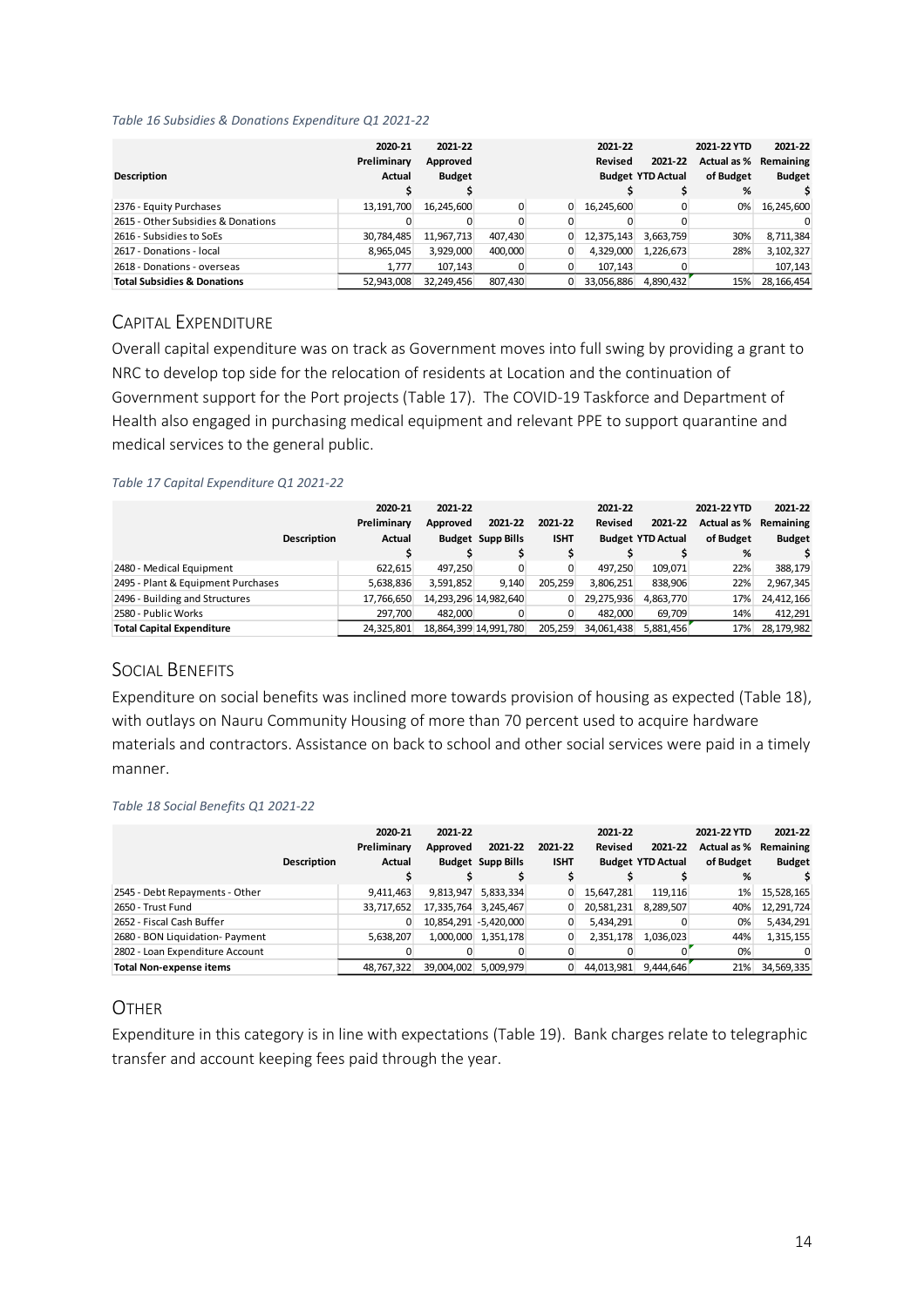*Table 16 Subsidies & Donations Expenditure Q1 2021-22*

| Description | 2020-21 Preliminary Actual | 2021-22 Approved Budget | | | 2021-22 Revised Budget | 2021-22 YTD Actual | 2021-22 YTD Actual as % of Budget | 2021-22 Remaining Budget |
|---|---|---|---|---|---|---|---|---|
| | $ | $ | | | $ | $ | % | $ |
| 2376 - Equity Purchases | 13,191,700 | 16,245,600 | 0 | 0 | 16,245,600 | 0 | 0% | 16,245,600 |
| 2615 - Other Subsidies & Donations | 0 | 0 | 0 | 0 | 0 | 0 | | 0 |
| 2616 - Subsidies to SoEs | 30,784,485 | 11,967,713 | 407,430 | 0 | 12,375,143 | 3,663,759 | 30% | 8,711,384 |
| 2617 - Donations - local | 8,965,045 | 3,929,000 | 400,000 | 0 | 4,329,000 | 1,226,673 | 28% | 3,102,327 |
| 2618 - Donations - overseas | 1,777 | 107,143 | 0 | 0 | 107,143 | 0 | | 107,143 |
| **Total Subsidies & Donations** | 52,943,008 | 32,249,456 | 807,430 | 0 | 33,056,886 | 4,890,432 | 15% | 28,166,454 |

## Capital Expenditure

Overall capital expenditure was on track as Government moves into full swing by providing a grant to NRC to develop top side for the relocation of residents at Location and the continuation of Government support for the Port projects (Table 17). The COVID-19 Taskforce and Department of Health also engaged in purchasing medical equipment and relevant PPE to support quarantine and medical services to the general public.

*Table 17 Capital Expenditure Q1 2021-22*

| Description | 2020-21 Preliminary Actual | 2021-22 Approved Budget | 2021-22 Supp Bills | 2021-22 ISHT | 2021-22 Revised Budget | 2021-22 YTD Actual | 2021-22 YTD Actual as % of Budget | 2021-22 Remaining Budget |
|---|---|---|---|---|---|---|---|---|
| | $ | $ | $ | $ | $ | $ | % | $ |
| 2480 - Medical Equipment | 622,615 | 497,250 | 0 | 0 | 497,250 | 109,071 | 22% | 388,179 |
| 2495 - Plant & Equipment Purchases | 5,638,836 | 3,591,852 | 9,140 | 205,259 | 3,806,251 | 838,906 | 22% | 2,967,345 |
| 2496 - Building and Structures | 17,766,650 | 14,293,296 | 14,982,640 | 0 | 29,275,936 | 4,863,770 | 17% | 24,412,166 |
| 2580 - Public Works | 297,700 | 482,000 | 0 | 0 | 482,000 | 69,709 | 14% | 412,291 |
| **Total Capital Expenditure** | 24,325,801 | 18,864,399 | 14,991,780 | 205,259 | 34,061,438 | 5,881,456 | 17% | 28,179,982 |

## Social Benefits

Expenditure on social benefits was inclined more towards provision of housing as expected (Table 18), with outlays on Nauru Community Housing of more than 70 percent used to acquire hardware materials and contractors. Assistance on back to school and other social services were paid in a timely manner.

*Table 18 Social Benefits Q1 2021-22*

| Description | 2020-21 Preliminary Actual | 2021-22 Approved Budget | 2021-22 Supp Bills | 2021-22 ISHT | 2021-22 Revised Budget | 2021-22 YTD Actual | 2021-22 YTD Actual as % of Budget | 2021-22 Remaining Budget |
|---|---|---|---|---|---|---|---|---|
| | $ | $ | $ | $ | $ | $ | % | $ |
| 2545 - Debt Repayments - Other | 9,411,463 | 9,813,947 | 5,833,334 | 0 | 15,647,281 | 119,116 | 1% | 15,528,165 |
| 2650 - Trust Fund | 33,717,652 | 17,335,764 | 3,245,467 | 0 | 20,581,231 | 8,289,507 | 40% | 12,291,724 |
| 2652 - Fiscal Cash Buffer | 0 | 10,854,291 | -5,420,000 | 0 | 5,434,291 | 0 | 0% | 5,434,291 |
| 2680 - BON Liquidation- Payment | 5,638,207 | 1,000,000 | 1,351,178 | 0 | 2,351,178 | 1,036,023 | 44% | 1,315,155 |
| 2802 - Loan Expenditure Account | 0 | 0 | 0 | 0 | 0 | 0 | 0% | 0 |
| **Total Non-expense items** | 48,767,322 | 39,004,002 | 5,009,979 | 0 | 44,013,981 | 9,444,646 | 21% | 34,569,335 |

## Other

Expenditure in this category is in line with expectations (Table 19). Bank charges relate to telegraphic transfer and account keeping fees paid through the year.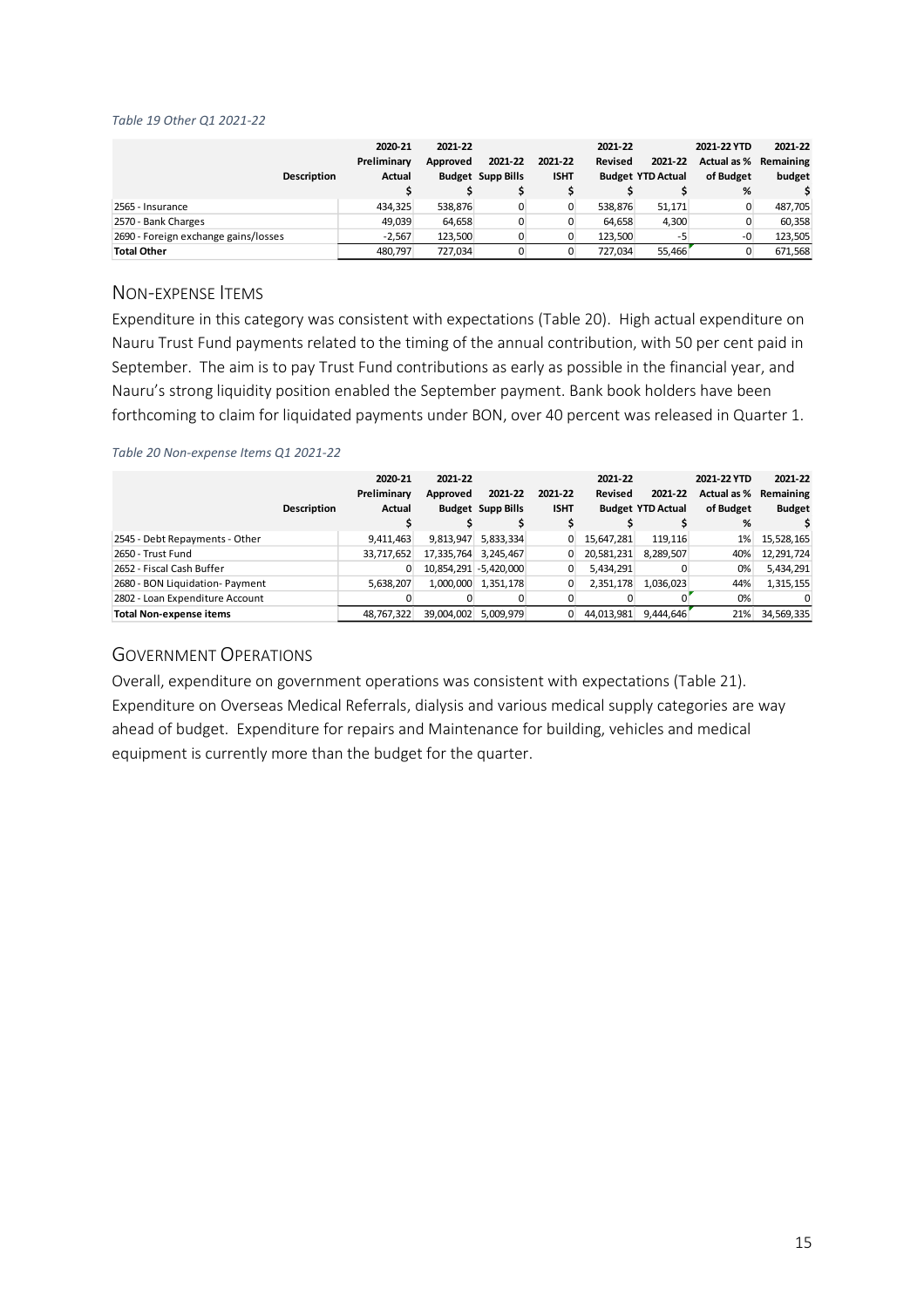*Table 19 Other Q1 2021-22*

| Description | 2020-21 Preliminary Actual $ | 2021-22 Approved Budget $ | 2021-22 Supp Bills $ | 2021-22 ISHT $ | 2021-22 Revised Budget $ | 2021-22 YTD Actual $ | 2021-22 YTD Actual as % of Budget % | 2021-22 Remaining budget $ |
|---|---|---|---|---|---|---|---|---|
| 2565 - Insurance | 434,325 | 538,876 | 0 | 0 | 538,876 | 51,171 | 0 | 487,705 |
| 2570 - Bank Charges | 49,039 | 64,658 | 0 | 0 | 64,658 | 4,300 | 0 | 60,358 |
| 2690 - Foreign exchange gains/losses | -2,567 | 123,500 | 0 | 0 | 123,500 | -5 | -0 | 123,505 |
| **Total Other** | 480,797 | 727,034 | 0 | 0 | 727,034 | 55,466 | 0 | 671,568 |

## NON-EXPENSE ITEMS

Expenditure in this category was consistent with expectations (Table 20). High actual expenditure on Nauru Trust Fund payments related to the timing of the annual contribution, with 50 per cent paid in September. The aim is to pay Trust Fund contributions as early as possible in the financial year, and Nauru's strong liquidity position enabled the September payment. Bank book holders have been forthcoming to claim for liquidated payments under BON, over 40 percent was released in Quarter 1.

*Table 20 Non-expense Items Q1 2021-22*

| Description | 2020-21 Preliminary Actual $ | 2021-22 Approved Budget $ | 2021-22 Supp Bills $ | 2021-22 ISHT $ | 2021-22 Revised Budget $ | 2021-22 YTD Actual $ | 2021-22 YTD Actual as % of Budget % | 2021-22 Remaining Budget $ |
|---|---|---|---|---|---|---|---|---|
| 2545 - Debt Repayments - Other | 9,411,463 | 9,813,947 | 5,833,334 | 0 | 15,647,281 | 119,116 | 1% | 15,528,165 |
| 2650 - Trust Fund | 33,717,652 | 17,335,764 | 3,245,467 | 0 | 20,581,231 | 8,289,507 | 40% | 12,291,724 |
| 2652 - Fiscal Cash Buffer | 0 | 10,854,291 | -5,420,000 | 0 | 5,434,291 | 0 | 0% | 5,434,291 |
| 2680 - BON Liquidation- Payment | 5,638,207 | 1,000,000 | 1,351,178 | 0 | 2,351,178 | 1,036,023 | 44% | 1,315,155 |
| 2802 - Loan Expenditure Account | 0 | 0 | 0 | 0 | 0 | 0 | 0% | 0 |
| **Total Non-expense items** | 48,767,322 | 39,004,002 | 5,009,979 | 0 | 44,013,981 | 9,444,646 | 21% | 34,569,335 |

## GOVERNMENT OPERATIONS

Overall, expenditure on government operations was consistent with expectations (Table 21). Expenditure on Overseas Medical Referrals, dialysis and various medical supply categories are way ahead of budget. Expenditure for repairs and Maintenance for building, vehicles and medical equipment is currently more than the budget for the quarter.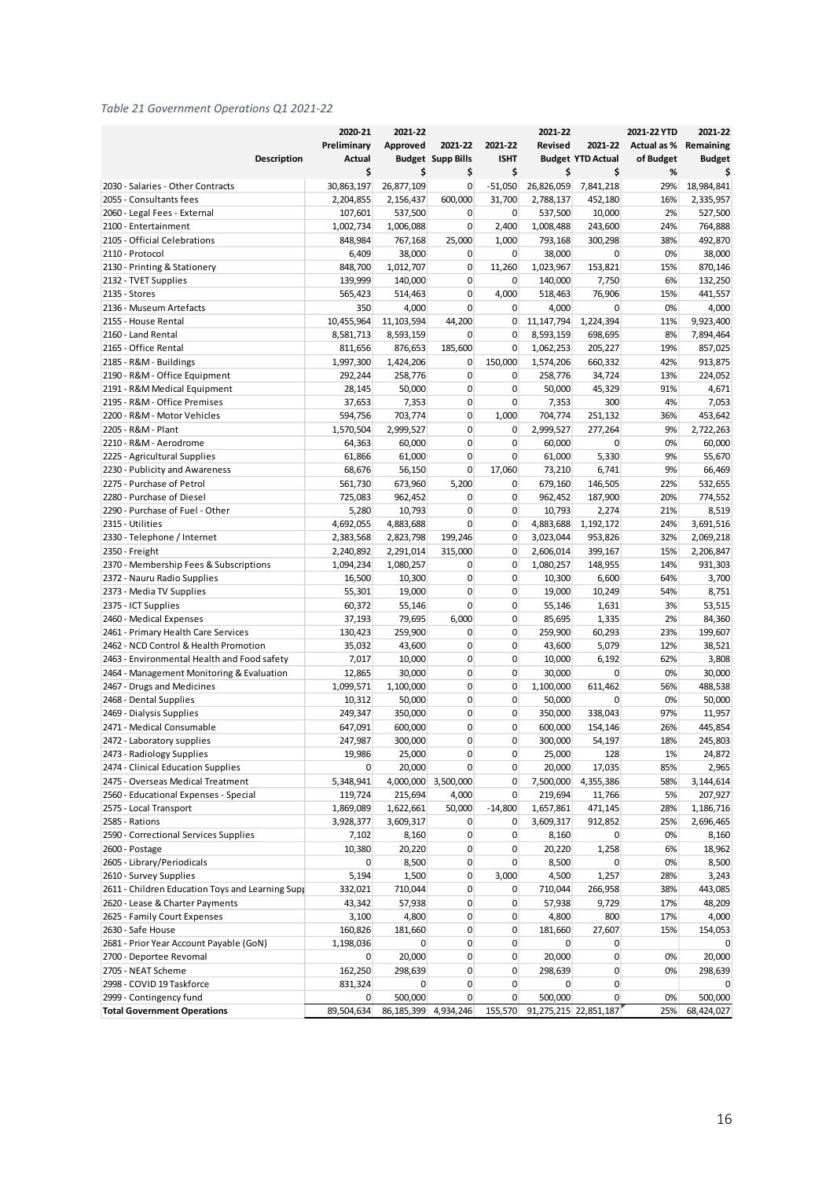*Table 21 Government Operations Q1 2021-22*

| Description | 2020-21 Preliminary Actual $ | 2021-22 Approved Budget $ | 2021-22 Supp Bills $ | 2021-22 ISHT $ | 2021-22 Revised Budget $ | 2021-22 YTD Actual $ | 2021-22 YTD Actual as % of Budget % | 2021-22 Remaining Budget $ |
|---|---|---|---|---|---|---|---|---|
| 2030 - Salaries - Other Contracts | 30,863,197 | 26,877,109 | 0 | -51,050 | 26,826,059 | 7,841,218 | 29% | 18,984,841 |
| 2055 - Consultants fees | 2,204,855 | 2,156,437 | 600,000 | 31,700 | 2,788,137 | 452,180 | 16% | 2,335,957 |
| 2060 - Legal Fees - External | 107,601 | 537,500 | 0 | 0 | 537,500 | 10,000 | 2% | 527,500 |
| 2100 - Entertainment | 1,002,734 | 1,006,088 | 0 | 2,400 | 1,008,488 | 243,600 | 24% | 764,888 |
| 2105 - Official Celebrations | 848,984 | 767,168 | 25,000 | 1,000 | 793,168 | 300,298 | 38% | 492,870 |
| 2110 - Protocol | 6,409 | 38,000 | 0 | 0 | 38,000 | 0 | 0% | 38,000 |
| 2130 - Printing & Stationery | 848,700 | 1,012,707 | 0 | 11,260 | 1,023,967 | 153,821 | 15% | 870,146 |
| 2132 - TVET Supplies | 139,999 | 140,000 | 0 | 0 | 140,000 | 7,750 | 6% | 132,250 |
| 2135 - Stores | 565,423 | 514,463 | 0 | 4,000 | 518,463 | 76,906 | 15% | 441,557 |
| 2136 - Museum Artefacts | 350 | 4,000 | 0 | 0 | 4,000 | 0 | 0% | 4,000 |
| 2155 - House Rental | 10,455,964 | 11,103,594 | 44,200 | 0 | 11,147,794 | 1,224,394 | 11% | 9,923,400 |
| 2160 - Land Rental | 8,581,713 | 8,593,159 | 0 | 0 | 8,593,159 | 698,695 | 8% | 7,894,464 |
| 2165 - Office Rental | 811,656 | 876,653 | 185,600 | 0 | 1,062,253 | 205,227 | 19% | 857,025 |
| 2185 - R&M - Buildings | 1,997,300 | 1,424,206 | 0 | 150,000 | 1,574,206 | 660,332 | 42% | 913,875 |
| 2190 - R&M - Office Equipment | 292,244 | 258,776 | 0 | 0 | 258,776 | 34,724 | 13% | 224,052 |
| 2191 - R&M Medical Equipment | 28,145 | 50,000 | 0 | 0 | 50,000 | 45,329 | 91% | 4,671 |
| 2195 - R&M - Office Premises | 37,653 | 7,353 | 0 | 0 | 7,353 | 300 | 4% | 7,053 |
| 2200 - R&M - Motor Vehicles | 594,756 | 703,774 | 0 | 1,000 | 704,774 | 251,132 | 36% | 453,642 |
| 2205 - R&M - Plant | 1,570,504 | 2,999,527 | 0 | 0 | 2,999,527 | 277,264 | 9% | 2,722,263 |
| 2210 - R&M - Aerodrome | 64,363 | 60,000 | 0 | 0 | 60,000 | 0 | 0% | 60,000 |
| 2225 - Agricultural Supplies | 61,866 | 61,000 | 0 | 0 | 61,000 | 5,330 | 9% | 55,670 |
| 2230 - Publicity and Awareness | 68,676 | 56,150 | 0 | 17,060 | 73,210 | 6,741 | 9% | 66,469 |
| 2275 - Purchase of Petrol | 561,730 | 673,960 | 5,200 | 0 | 679,160 | 146,505 | 22% | 532,655 |
| 2280 - Purchase of Diesel | 725,083 | 962,452 | 0 | 0 | 962,452 | 187,900 | 20% | 774,552 |
| 2290 - Purchase of Fuel - Other | 5,280 | 10,793 | 0 | 0 | 10,793 | 2,274 | 21% | 8,519 |
| 2315 - Utilities | 4,692,055 | 4,883,688 | 0 | 0 | 4,883,688 | 1,192,172 | 24% | 3,691,516 |
| 2330 - Telephone / Internet | 2,383,568 | 2,823,798 | 199,246 | 0 | 3,023,044 | 953,826 | 32% | 2,069,218 |
| 2350 - Freight | 2,240,892 | 2,291,014 | 315,000 | 0 | 2,606,014 | 399,167 | 15% | 2,206,847 |
| 2370 - Membership Fees & Subscriptions | 1,094,234 | 1,080,257 | 0 | 0 | 1,080,257 | 148,955 | 14% | 931,303 |
| 2372 - Nauru Radio Supplies | 16,500 | 10,300 | 0 | 0 | 10,300 | 6,600 | 64% | 3,700 |
| 2373 - Media TV Supplies | 55,301 | 19,000 | 0 | 0 | 19,000 | 10,249 | 54% | 8,751 |
| 2375 - ICT Supplies | 60,372 | 55,146 | 0 | 0 | 55,146 | 1,631 | 3% | 53,515 |
| 2460 - Medical Expenses | 37,193 | 79,695 | 6,000 | 0 | 85,695 | 1,335 | 2% | 84,360 |
| 2461 - Primary Health Care Services | 130,423 | 259,900 | 0 | 0 | 259,900 | 60,293 | 23% | 199,607 |
| 2462 - NCD Control & Health Promotion | 35,032 | 43,600 | 0 | 0 | 43,600 | 5,079 | 12% | 38,521 |
| 2463 - Environmental Health and Food safety | 7,017 | 10,000 | 0 | 0 | 10,000 | 6,192 | 62% | 3,808 |
| 2464 - Management Monitoring & Evaluation | 12,865 | 30,000 | 0 | 0 | 30,000 | 0 | 0% | 30,000 |
| 2467 - Drugs and Medicines | 1,099,571 | 1,100,000 | 0 | 0 | 1,100,000 | 611,462 | 56% | 488,538 |
| 2468 - Dental Supplies | 10,312 | 50,000 | 0 | 0 | 50,000 | 0 | 0% | 50,000 |
| 2469 - Dialysis Supplies | 249,347 | 350,000 | 0 | 0 | 350,000 | 338,043 | 97% | 11,957 |
| 2471 - Medical Consumable | 647,091 | 600,000 | 0 | 0 | 600,000 | 154,146 | 26% | 445,854 |
| 2472 - Laboratory supplies | 247,987 | 300,000 | 0 | 0 | 300,000 | 54,197 | 18% | 245,803 |
| 2473 - Radiology Supplies | 19,986 | 25,000 | 0 | 0 | 25,000 | 128 | 1% | 24,872 |
| 2474 - Clinical Education Supplies | 0 | 20,000 | 0 | 0 | 20,000 | 17,035 | 85% | 2,965 |
| 2475 - Overseas Medical Treatment | 5,348,941 | 4,000,000 | 3,500,000 | 0 | 7,500,000 | 4,355,386 | 58% | 3,144,614 |
| 2560 - Educational Expenses - Special | 119,724 | 215,694 | 4,000 | 0 | 219,694 | 11,766 | 5% | 207,927 |
| 2575 - Local Transport | 1,869,089 | 1,622,661 | 50,000 | -14,800 | 1,657,861 | 471,145 | 28% | 1,186,716 |
| 2585 - Rations | 3,928,377 | 3,609,317 | 0 | 0 | 3,609,317 | 912,852 | 25% | 2,696,465 |
| 2590 - Correctional Services Supplies | 7,102 | 8,160 | 0 | 0 | 8,160 | 0 | 0% | 8,160 |
| 2600 - Postage | 10,380 | 20,220 | 0 | 0 | 20,220 | 1,258 | 6% | 18,962 |
| 2605 - Library/Periodicals | 0 | 8,500 | 0 | 0 | 8,500 | 0 | 0% | 8,500 |
| 2610 - Survey Supplies | 5,194 | 1,500 | 0 | 3,000 | 4,500 | 1,257 | 28% | 3,243 |
| 2611 - Children Education Toys and Learning Supp | 332,021 | 710,044 | 0 | 0 | 710,044 | 266,958 | 38% | 443,085 |
| 2620 - Lease & Charter Payments | 43,342 | 57,938 | 0 | 0 | 57,938 | 9,729 | 17% | 48,209 |
| 2625 - Family Court Expenses | 3,100 | 4,800 | 0 | 0 | 4,800 | 800 | 17% | 4,000 |
| 2630 - Safe House | 160,826 | 181,660 | 0 | 0 | 181,660 | 27,607 | 15% | 154,053 |
| 2681 - Prior Year Account Payable (GoN) | 1,198,036 | 0 | 0 | 0 | 0 | 0 | | 0 |
| 2700 - Deportee Revomal | 0 | 20,000 | 0 | 0 | 20,000 | 0 | 0% | 20,000 |
| 2705 - NEAT Scheme | 162,250 | 298,639 | 0 | 0 | 298,639 | 0 | 0% | 298,639 |
| 2998 - COVID 19 Taskforce | 831,324 | 0 | 0 | 0 | 0 | 0 | | 0 |
| 2999 - Contingency fund | 0 | 500,000 | 0 | 0 | 500,000 | 0 | 0% | 500,000 |
| **Total Government Operations** | 89,504,634 | 86,185,399 | 4,934,246 | 155,570 | 91,275,215 | 22,851,187 | 25% | 68,424,027 |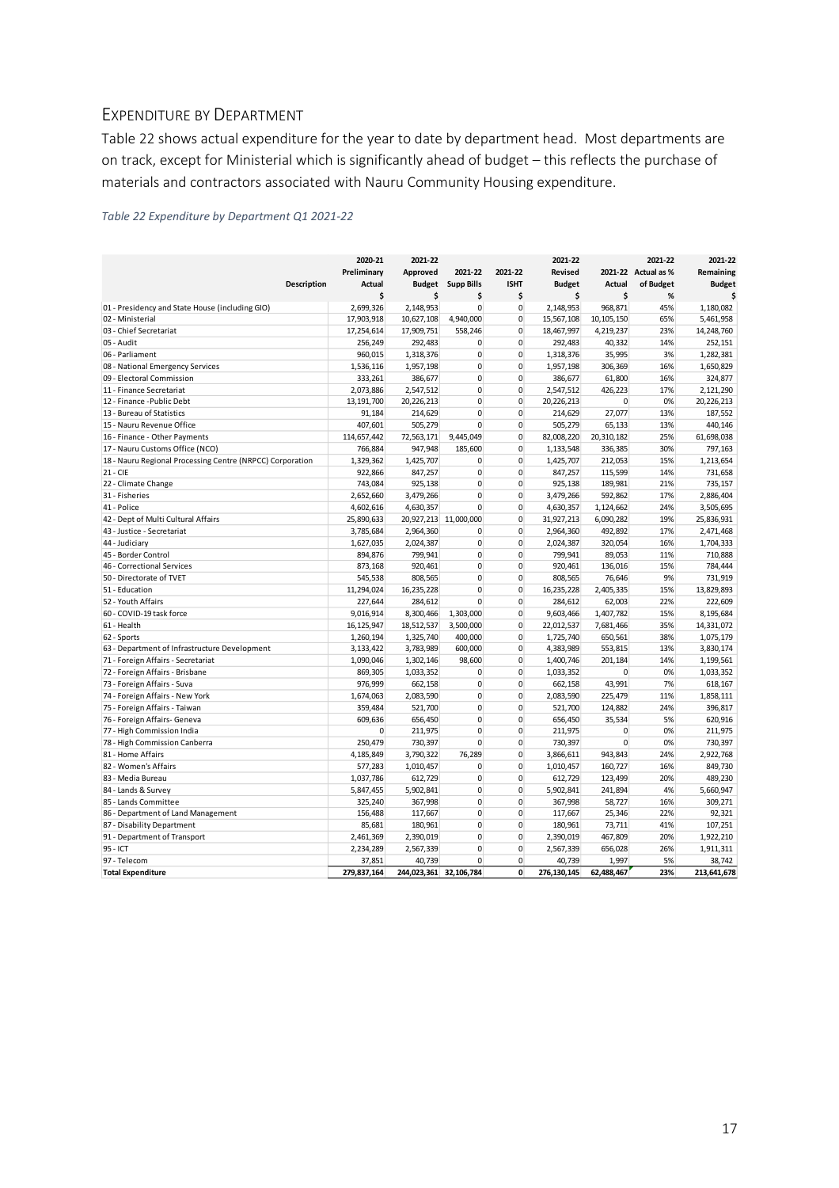## EXPENDITURE BY DEPARTMENT

Table 22 shows actual expenditure for the year to date by department head. Most departments are on track, except for Ministerial which is significantly ahead of budget – this reflects the purchase of materials and contractors associated with Nauru Community Housing expenditure.

*Table 22 Expenditure by Department Q1 2021-22*

| Description | 2020-21 Preliminary Actual $ | 2021-22 Approved Budget $ | 2021-22 Supp Bills $ | 2021-22 ISHT $ | 2021-22 Revised Budget $ | 2021-22 Actual $ | 2021-22 Actual as % of Budget % | 2021-22 Remaining Budget $ |
|---|---|---|---|---|---|---|---|---|
| 01 - Presidency and State House (including GIO) | 2,699,326 | 2,148,953 | 0 | 0 | 2,148,953 | 968,871 | 45% | 1,180,082 |
| 02 - Ministerial | 17,903,918 | 10,627,108 | 4,940,000 | 0 | 15,567,108 | 10,105,150 | 65% | 5,461,958 |
| 03 - Chief Secretariat | 17,254,614 | 17,909,751 | 558,246 | 0 | 18,467,997 | 4,219,237 | 23% | 14,248,760 |
| 05 - Audit | 256,249 | 292,483 | 0 | 0 | 292,483 | 40,332 | 14% | 252,151 |
| 06 - Parliament | 960,015 | 1,318,376 | 0 | 0 | 1,318,376 | 35,995 | 3% | 1,282,381 |
| 08 - National Emergency Services | 1,536,116 | 1,957,198 | 0 | 0 | 1,957,198 | 306,369 | 16% | 1,650,829 |
| 09 - Electoral Commission | 333,261 | 386,677 | 0 | 0 | 386,677 | 61,800 | 16% | 324,877 |
| 11 - Finance Secretariat | 2,073,886 | 2,547,512 | 0 | 0 | 2,547,512 | 426,223 | 17% | 2,121,290 |
| 12 - Finance -Public Debt | 13,191,700 | 20,226,213 | 0 | 0 | 20,226,213 | 0 | 0% | 20,226,213 |
| 13 - Bureau of Statistics | 91,184 | 214,629 | 0 | 0 | 214,629 | 27,077 | 13% | 187,552 |
| 15 - Nauru Revenue Office | 407,601 | 505,279 | 0 | 0 | 505,279 | 65,133 | 13% | 440,146 |
| 16 - Finance - Other Payments | 114,657,442 | 72,563,171 | 9,445,049 | 0 | 82,008,220 | 20,310,182 | 25% | 61,698,038 |
| 17 - Nauru Customs Office (NCO) | 766,884 | 947,948 | 185,600 | 0 | 1,133,548 | 336,385 | 30% | 797,163 |
| 18 - Nauru Regional Processing Centre (NRPCC) Corporation | 1,329,362 | 1,425,707 | 0 | 0 | 1,425,707 | 212,053 | 15% | 1,213,654 |
| 21 - CIE | 922,866 | 847,257 | 0 | 0 | 847,257 | 115,599 | 14% | 731,658 |
| 22 - Climate Change | 743,084 | 925,138 | 0 | 0 | 925,138 | 189,981 | 21% | 735,157 |
| 31 - Fisheries | 2,652,660 | 3,479,266 | 0 | 0 | 3,479,266 | 592,862 | 17% | 2,886,404 |
| 41 - Police | 4,602,616 | 4,630,357 | 0 | 0 | 4,630,357 | 1,124,662 | 24% | 3,505,695 |
| 42 - Dept of Multi Cultural Affairs | 25,890,633 | 20,927,213 | 11,000,000 | 0 | 31,927,213 | 6,090,282 | 19% | 25,836,931 |
| 43 - Justice - Secretariat | 3,785,684 | 2,964,360 | 0 | 0 | 2,964,360 | 492,892 | 17% | 2,471,468 |
| 44 - Judiciary | 1,627,035 | 2,024,387 | 0 | 0 | 2,024,387 | 320,054 | 16% | 1,704,333 |
| 45 - Border Control | 894,876 | 799,941 | 0 | 0 | 799,941 | 89,053 | 11% | 710,888 |
| 46 - Correctional Services | 873,168 | 920,461 | 0 | 0 | 920,461 | 136,016 | 15% | 784,444 |
| 50 - Directorate of TVET | 545,538 | 808,565 | 0 | 0 | 808,565 | 76,646 | 9% | 731,919 |
| 51 - Education | 11,294,024 | 16,235,228 | 0 | 0 | 16,235,228 | 2,405,335 | 15% | 13,829,893 |
| 52 - Youth Affairs | 227,644 | 284,612 | 0 | 0 | 284,612 | 62,003 | 22% | 222,609 |
| 60 - COVID-19 task force | 9,016,914 | 8,300,466 | 1,303,000 | 0 | 9,603,466 | 1,407,782 | 15% | 8,195,684 |
| 61 - Health | 16,125,947 | 18,512,537 | 3,500,000 | 0 | 22,012,537 | 7,681,466 | 35% | 14,331,072 |
| 62 - Sports | 1,260,194 | 1,325,740 | 400,000 | 0 | 1,725,740 | 650,561 | 38% | 1,075,179 |
| 63 - Department of Infrastructure Development | 3,133,422 | 3,783,989 | 600,000 | 0 | 4,383,989 | 553,815 | 13% | 3,830,174 |
| 71 - Foreign Affairs - Secretariat | 1,090,046 | 1,302,146 | 98,600 | 0 | 1,400,746 | 201,184 | 14% | 1,199,561 |
| 72 - Foreign Affairs - Brisbane | 869,305 | 1,033,352 | 0 | 0 | 1,033,352 | 0 | 0% | 1,033,352 |
| 73 - Foreign Affairs - Suva | 976,999 | 662,158 | 0 | 0 | 662,158 | 43,991 | 7% | 618,167 |
| 74 - Foreign Affairs - New York | 1,674,063 | 2,083,590 | 0 | 0 | 2,083,590 | 225,479 | 11% | 1,858,111 |
| 75 - Foreign Affairs - Taiwan | 359,484 | 521,700 | 0 | 0 | 521,700 | 124,882 | 24% | 396,817 |
| 76 - Foreign Affairs- Geneva | 609,636 | 656,450 | 0 | 0 | 656,450 | 35,534 | 5% | 620,916 |
| 77 - High Commission India | 0 | 211,975 | 0 | 0 | 211,975 | 0 | 0% | 211,975 |
| 78 - High Commission Canberra | 250,479 | 730,397 | 0 | 0 | 730,397 | 0 | 0% | 730,397 |
| 81 - Home Affairs | 4,185,849 | 3,790,322 | 76,289 | 0 | 3,866,611 | 943,843 | 24% | 2,922,768 |
| 82 - Women's Affairs | 577,283 | 1,010,457 | 0 | 0 | 1,010,457 | 160,727 | 16% | 849,730 |
| 83 - Media Bureau | 1,037,786 | 612,729 | 0 | 0 | 612,729 | 123,499 | 20% | 489,230 |
| 84 - Lands & Survey | 5,847,455 | 5,902,841 | 0 | 0 | 5,902,841 | 241,894 | 4% | 5,660,947 |
| 85 - Lands Committee | 325,240 | 367,998 | 0 | 0 | 367,998 | 58,727 | 16% | 309,271 |
| 86 - Department of Land Management | 156,488 | 117,667 | 0 | 0 | 117,667 | 25,346 | 22% | 92,321 |
| 87 - Disability Department | 85,681 | 180,961 | 0 | 0 | 180,961 | 73,711 | 41% | 107,251 |
| 91 - Department of Transport | 2,461,369 | 2,390,019 | 0 | 0 | 2,390,019 | 467,809 | 20% | 1,922,210 |
| 95 - ICT | 2,234,289 | 2,567,339 | 0 | 0 | 2,567,339 | 656,028 | 26% | 1,911,311 |
| 97 - Telecom | 37,851 | 40,739 | 0 | 0 | 40,739 | 1,997 | 5% | 38,742 |
| **Total Expenditure** | **279,837,164** | **244,023,361** | **32,106,784** | **0** | **276,130,145** | **62,488,467** | **23%** | **213,641,678** |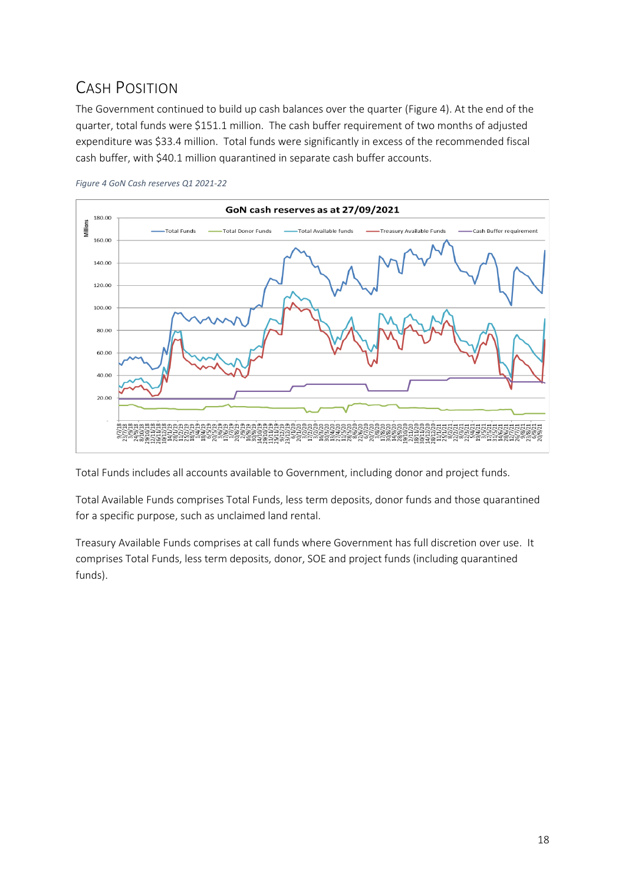## Cash Position

The Government continued to build up cash balances over the quarter (Figure 4). At the end of the quarter, total funds were $151.1 million. The cash buffer requirement of two months of adjusted expenditure was $33.4 million. Total funds were significantly in excess of the recommended fiscal cash buffer, with $40.1 million quarantined in separate cash buffer accounts.

*Figure 4 GoN Cash reserves Q1 2021-22*

Total Funds includes all accounts available to Government, including donor and project funds.

Total Available Funds comprises Total Funds, less term deposits, donor funds and those quarantined for a specific purpose, such as unclaimed land rental.

Treasury Available Funds comprises at call funds where Government has full discretion over use. It comprises Total Funds, less term deposits, donor, SOE and project funds (including quarantined funds).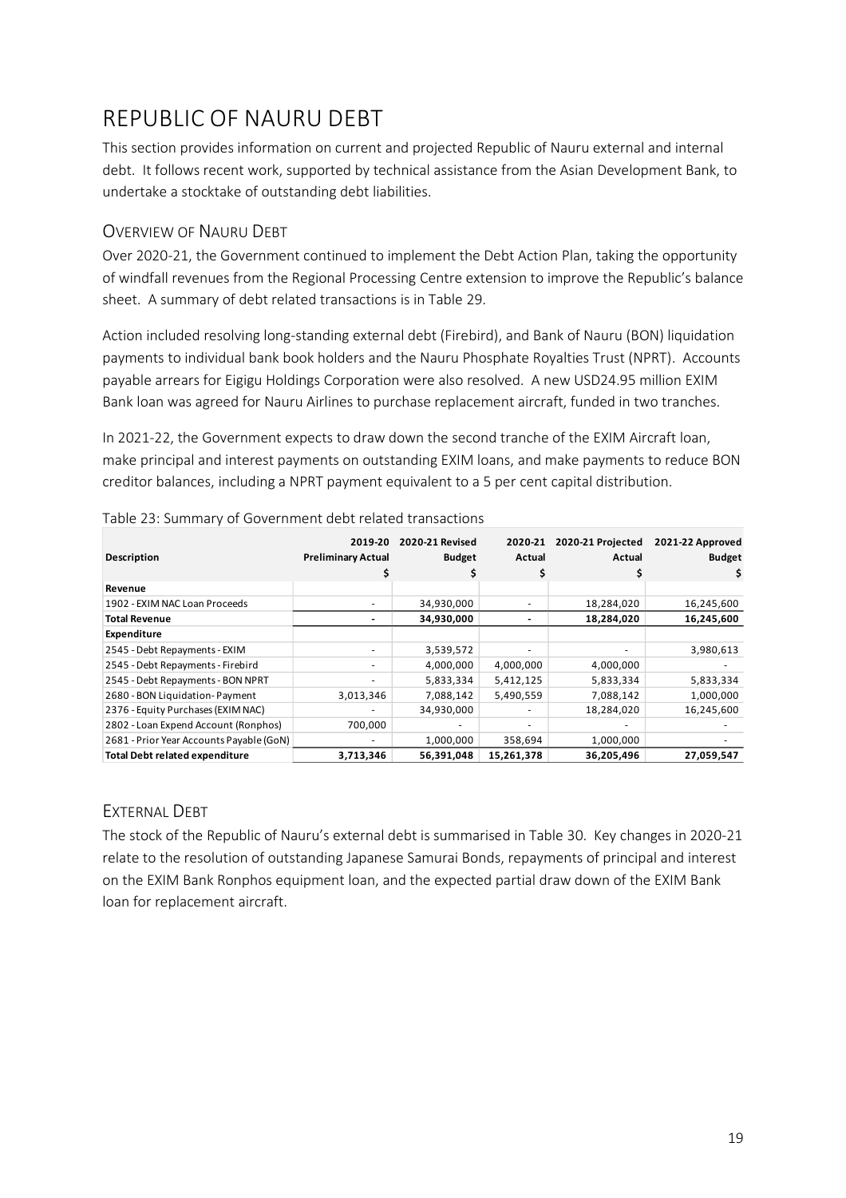# REPUBLIC OF NAURU DEBT

This section provides information on current and projected Republic of Nauru external and internal debt. It follows recent work, supported by technical assistance from the Asian Development Bank, to undertake a stocktake of outstanding debt liabilities.

## OVERVIEW OF NAURU DEBT

Over 2020-21, the Government continued to implement the Debt Action Plan, taking the opportunity of windfall revenues from the Regional Processing Centre extension to improve the Republic's balance sheet. A summary of debt related transactions is in Table 29.

Action included resolving long-standing external debt (Firebird), and Bank of Nauru (BON) liquidation payments to individual bank book holders and the Nauru Phosphate Royalties Trust (NPRT). Accounts payable arrears for Eigigu Holdings Corporation were also resolved. A new USD24.95 million EXIM Bank loan was agreed for Nauru Airlines to purchase replacement aircraft, funded in two tranches.

In 2021-22, the Government expects to draw down the second tranche of the EXIM Aircraft loan, make principal and interest payments on outstanding EXIM loans, and make payments to reduce BON creditor balances, including a NPRT payment equivalent to a 5 per cent capital distribution.

Table 23: Summary of Government debt related transactions

| Description | 2019-20 Preliminary Actual $ | 2020-21 Revised Budget $ | 2020-21 Actual $ | 2020-21 Projected Actual $ | 2021-22 Approved Budget $ |
|---|---|---|---|---|---|
| **Revenue** | | | | | |
| 1902 - EXIM NAC Loan Proceeds | - | 34,930,000 | - | 18,284,020 | 16,245,600 |
| **Total Revenue** | **-** | **34,930,000** | **-** | **18,284,020** | **16,245,600** |
| **Expenditure** | | | | | |
| 2545 - Debt Repayments - EXIM | - | 3,539,572 | - | - | 3,980,613 |
| 2545 - Debt Repayments - Firebird | - | 4,000,000 | 4,000,000 | 4,000,000 | - |
| 2545 - Debt Repayments - BON NPRT | - | 5,833,334 | 5,412,125 | 5,833,334 | 5,833,334 |
| 2680 - BON Liquidation- Payment | 3,013,346 | 7,088,142 | 5,490,559 | 7,088,142 | 1,000,000 |
| 2376 - Equity Purchases (EXIM NAC) | - | 34,930,000 | - | 18,284,020 | 16,245,600 |
| 2802 - Loan Expend Account (Ronphos) | 700,000 | - | - | - | - |
| 2681 - Prior Year Accounts Payable (GoN) | - | 1,000,000 | 358,694 | 1,000,000 | - |
| **Total Debt related expenditure** | **3,713,346** | **56,391,048** | **15,261,378** | **36,205,496** | **27,059,547** |

## EXTERNAL DEBT

The stock of the Republic of Nauru's external debt is summarised in Table 30. Key changes in 2020-21 relate to the resolution of outstanding Japanese Samurai Bonds, repayments of principal and interest on the EXIM Bank Ronphos equipment loan, and the expected partial draw down of the EXIM Bank loan for replacement aircraft.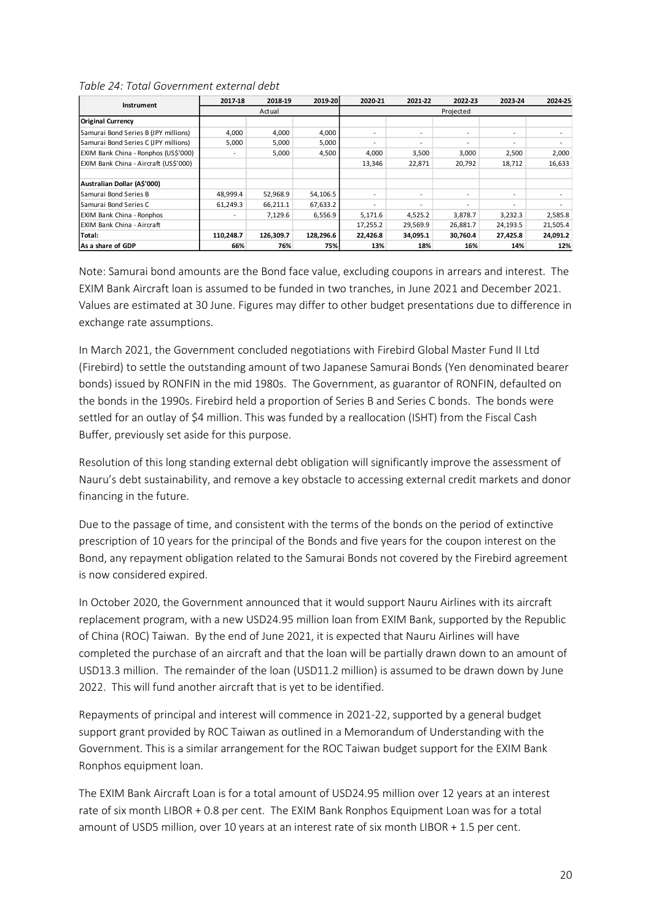*Table 24: Total Government external debt*

| Instrument | 2017-18 | 2018-19 | 2019-20 | 2020-21 | 2021-22 | 2022-23 | 2023-24 | 2024-25 |
|---|---|---|---|---|---|---|---|---|
| | Actual | | | Projected | | | | |
| **Original Currency** | | | | | | | | |
| Samurai Bond Series B (JPY millions) | 4,000 | 4,000 | 4,000 | - | - | - | - | - |
| Samurai Bond Series C (JPY millions) | 5,000 | 5,000 | 5,000 | - | - | - | - | - |
| EXIM Bank China - Ronphos (US$'000) | - | 5,000 | 4,500 | 4,000 | 3,500 | 3,000 | 2,500 | 2,000 |
| EXIM Bank China - Aircraft (US$'000) | | | | 13,346 | 22,871 | 20,792 | 18,712 | 16,633 |
| | | | | | | | | |
| **Australian Dollar (A$'000)** | | | | | | | | |
| Samurai Bond Series B | 48,999.4 | 52,968.9 | 54,106.5 | - | - | - | - | - |
| Samurai Bond Series C | 61,249.3 | 66,211.1 | 67,633.2 | - | - | - | - | - |
| EXIM Bank China - Ronphos | - | 7,129.6 | 6,556.9 | 5,171.6 | 4,525.2 | 3,878.7 | 3,232.3 | 2,585.8 |
| EXIM Bank China - Aircraft | | | | 17,255.2 | 29,569.9 | 26,881.7 | 24,193.5 | 21,505.4 |
| **Total:** | **110,248.7** | **126,309.7** | **128,296.6** | **22,426.8** | **34,095.1** | **30,760.4** | **27,425.8** | **24,091.2** |
| **As a share of GDP** | **66%** | **76%** | **75%** | **13%** | **18%** | **16%** | **14%** | **12%** |

Note: Samurai bond amounts are the Bond face value, excluding coupons in arrears and interest. The EXIM Bank Aircraft loan is assumed to be funded in two tranches, in June 2021 and December 2021. Values are estimated at 30 June. Figures may differ to other budget presentations due to difference in exchange rate assumptions.

In March 2021, the Government concluded negotiations with Firebird Global Master Fund II Ltd (Firebird) to settle the outstanding amount of two Japanese Samurai Bonds (Yen denominated bearer bonds) issued by RONFIN in the mid 1980s. The Government, as guarantor of RONFIN, defaulted on the bonds in the 1990s. Firebird held a proportion of Series B and Series C bonds. The bonds were settled for an outlay of $4 million. This was funded by a reallocation (ISHT) from the Fiscal Cash Buffer, previously set aside for this purpose.

Resolution of this long standing external debt obligation will significantly improve the assessment of Nauru's debt sustainability, and remove a key obstacle to accessing external credit markets and donor financing in the future.

Due to the passage of time, and consistent with the terms of the bonds on the period of extinctive prescription of 10 years for the principal of the Bonds and five years for the coupon interest on the Bond, any repayment obligation related to the Samurai Bonds not covered by the Firebird agreement is now considered expired.

In October 2020, the Government announced that it would support Nauru Airlines with its aircraft replacement program, with a new USD24.95 million loan from EXIM Bank, supported by the Republic of China (ROC) Taiwan. By the end of June 2021, it is expected that Nauru Airlines will have completed the purchase of an aircraft and that the loan will be partially drawn down to an amount of USD13.3 million. The remainder of the loan (USD11.2 million) is assumed to be drawn down by June 2022. This will fund another aircraft that is yet to be identified.

Repayments of principal and interest will commence in 2021-22, supported by a general budget support grant provided by ROC Taiwan as outlined in a Memorandum of Understanding with the Government. This is a similar arrangement for the ROC Taiwan budget support for the EXIM Bank Ronphos equipment loan.

The EXIM Bank Aircraft Loan is for a total amount of USD24.95 million over 12 years at an interest rate of six month LIBOR + 0.8 per cent. The EXIM Bank Ronphos Equipment Loan was for a total amount of USD5 million, over 10 years at an interest rate of six month LIBOR + 1.5 per cent.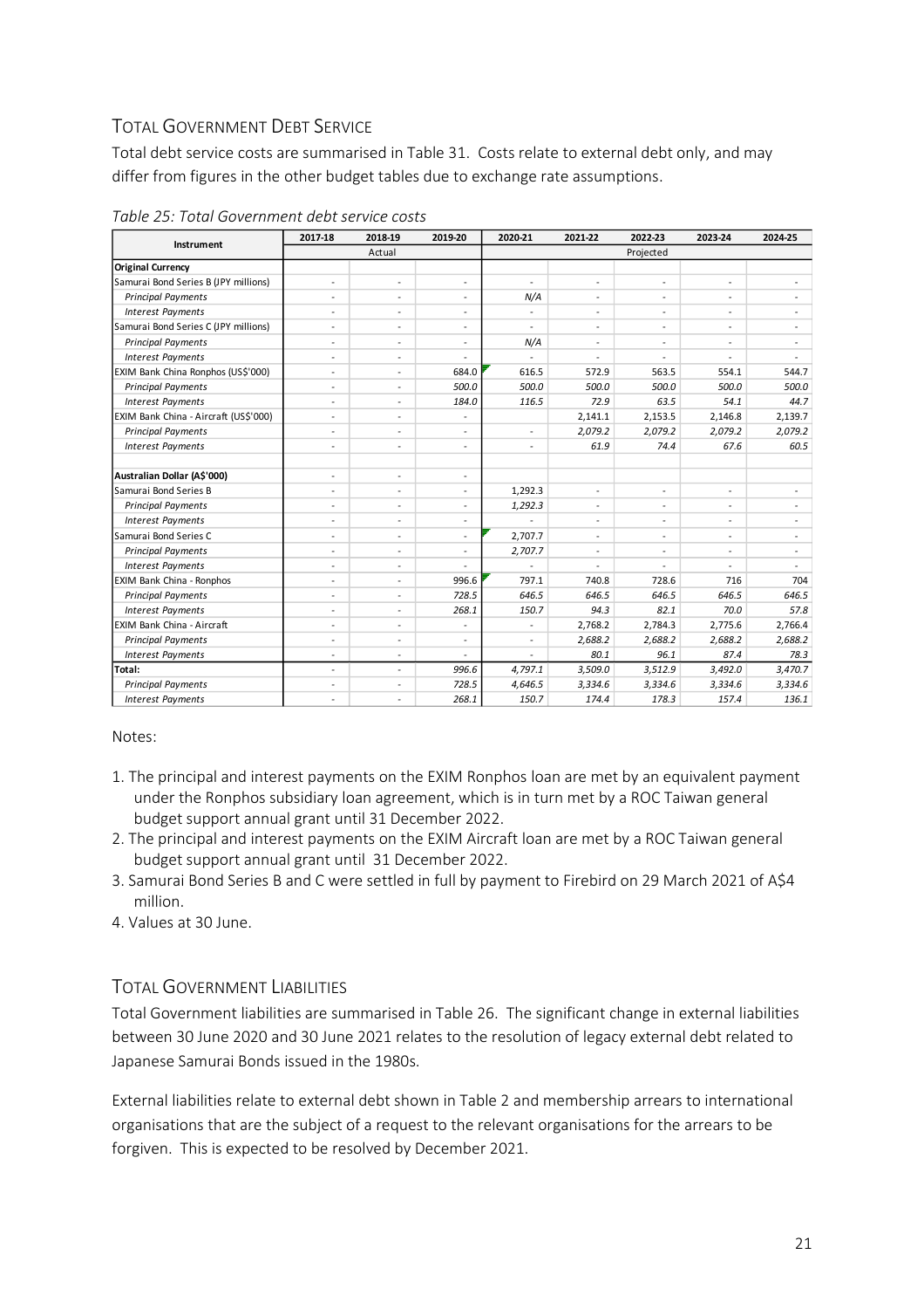## TOTAL GOVERNMENT DEBT SERVICE

Total debt service costs are summarised in Table 31. Costs relate to external debt only, and may differ from figures in the other budget tables due to exchange rate assumptions.

*Table 25: Total Government debt service costs*

| Instrument | 2017-18 | 2018-19 | 2019-20 | 2020-21 | 2021-22 | 2022-23 | 2023-24 | 2024-25 |
|---|---|---|---|---|---|---|---|---|
| | Actual | | | Projected | | | | |
| **Original Currency** | | | | | | | | |
| Samurai Bond Series B (JPY millions) | - | - | - | - | - | - | - | - |
| *Principal Payments* | - | - | - | *N/A* | - | - | - | - |
| *Interest Payments* | - | - | - | - | - | - | - | - |
| Samurai Bond Series C (JPY millions) | - | - | - | - | - | - | - | - |
| *Principal Payments* | - | - | - | *N/A* | - | - | - | - |
| *Interest Payments* | - | - | - | - | - | - | - | - |
| EXIM Bank China Ronphos (US$'000) | - | - | 684.0 | 616.5 | 572.9 | 563.5 | 554.1 | 544.7 |
| *Principal Payments* | - | - | *500.0* | *500.0* | *500.0* | *500.0* | *500.0* | *500.0* |
| *Interest Payments* | - | - | *184.0* | *116.5* | *72.9* | *63.5* | *54.1* | *44.7* |
| EXIM Bank China - Aircraft (US$'000) | - | - | - | | 2,141.1 | 2,153.5 | 2,146.8 | 2,139.7 |
| *Principal Payments* | - | - | - | - | *2,079.2* | *2,079.2* | *2,079.2* | *2,079.2* |
| *Interest Payments* | - | - | - | - | *61.9* | *74.4* | *67.6* | *60.5* |
| | | | | | | | | |
| **Australian Dollar (A$'000)** | - | - | - | | | | | |
| Samurai Bond Series B | - | - | - | 1,292.3 | - | - | - | - |
| *Principal Payments* | - | - | - | *1,292.3* | - | - | - | - |
| *Interest Payments* | - | - | - | - | - | - | - | - |
| Samurai Bond Series C | - | - | - | 2,707.7 | - | - | - | - |
| *Principal Payments* | - | - | - | *2,707.7* | - | - | - | - |
| *Interest Payments* | - | - | - | - | - | - | - | - |
| EXIM Bank China - Ronphos | - | - | 996.6 | 797.1 | 740.8 | 728.6 | 716 | 704 |
| *Principal Payments* | - | - | *728.5* | *646.5* | *646.5* | *646.5* | *646.5* | *646.5* |
| *Interest Payments* | - | - | *268.1* | *150.7* | *94.3* | *82.1* | *70.0* | *57.8* |
| EXIM Bank China - Aircraft | - | - | - | - | 2,768.2 | 2,784.3 | 2,775.6 | 2,766.4 |
| *Principal Payments* | - | - | - | - | *2,688.2* | *2,688.2* | *2,688.2* | *2,688.2* |
| *Interest Payments* | - | - | - | - | *80.1* | *96.1* | *87.4* | *78.3* |
| **Total:** | - | - | *996.6* | *4,797.1* | *3,509.0* | *3,512.9* | *3,492.0* | *3,470.7* |
| *Principal Payments* | - | - | *728.5* | *4,646.5* | *3,334.6* | *3,334.6* | *3,334.6* | *3,334.6* |
| *Interest Payments* | - | - | *268.1* | *150.7* | *174.4* | *178.3* | *157.4* | *136.1* |

Notes:

1. The principal and interest payments on the EXIM Ronphos loan are met by an equivalent payment under the Ronphos subsidiary loan agreement, which is in turn met by a ROC Taiwan general budget support annual grant until 31 December 2022.
2. The principal and interest payments on the EXIM Aircraft loan are met by a ROC Taiwan general budget support annual grant until 31 December 2022.
3. Samurai Bond Series B and C were settled in full by payment to Firebird on 29 March 2021 of A$4 million.
4. Values at 30 June.

## TOTAL GOVERNMENT LIABILITIES

Total Government liabilities are summarised in Table 26. The significant change in external liabilities between 30 June 2020 and 30 June 2021 relates to the resolution of legacy external debt related to Japanese Samurai Bonds issued in the 1980s.

External liabilities relate to external debt shown in Table 2 and membership arrears to international organisations that are the subject of a request to the relevant organisations for the arrears to be forgiven. This is expected to be resolved by December 2021.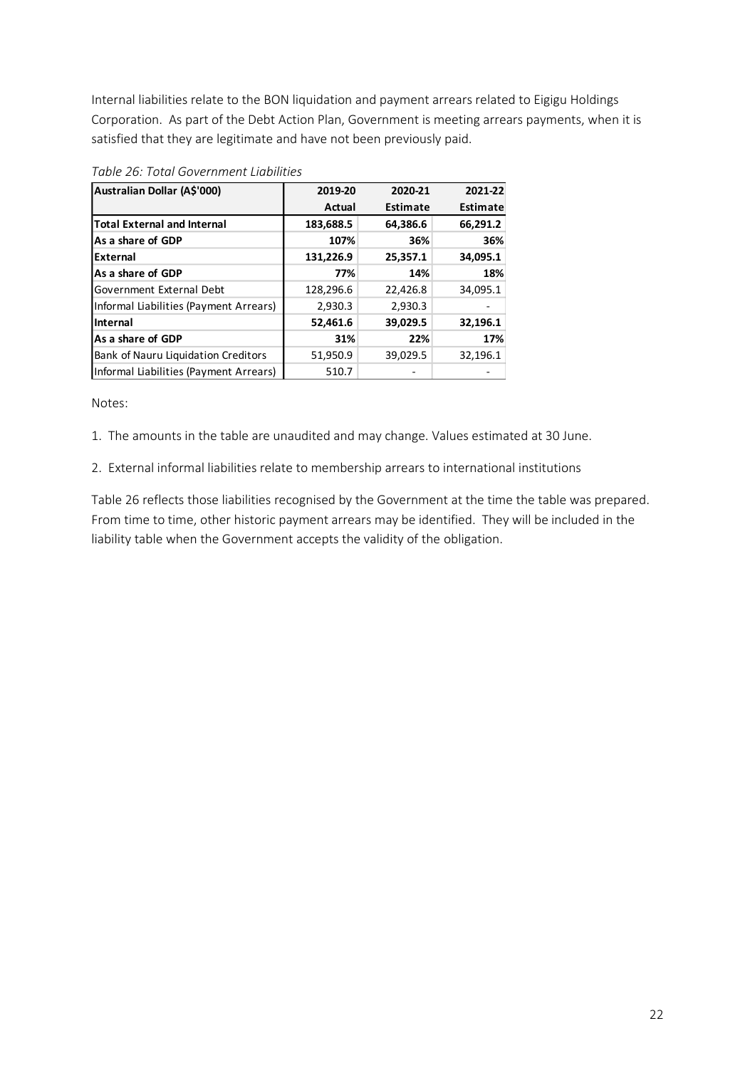Internal liabilities relate to the BON liquidation and payment arrears related to Eigigu Holdings Corporation. As part of the Debt Action Plan, Government is meeting arrears payments, when it is satisfied that they are legitimate and have not been previously paid.

*Table 26: Total Government Liabilities*

| Australian Dollar (A$'000) | 2019-20 Actual | 2020-21 Estimate | 2021-22 Estimate |
|---|---|---|---|
| **Total External and Internal** | **183,688.5** | **64,386.6** | **66,291.2** |
| **As a share of GDP** | **107%** | **36%** | **36%** |
| **External** | **131,226.9** | **25,357.1** | **34,095.1** |
| **As a share of GDP** | **77%** | **14%** | **18%** |
| Government External Debt | 128,296.6 | 22,426.8 | 34,095.1 |
| Informal Liabilities (Payment Arrears) | 2,930.3 | 2,930.3 | - |
| **Internal** | **52,461.6** | **39,029.5** | **32,196.1** |
| **As a share of GDP** | **31%** | **22%** | **17%** |
| Bank of Nauru Liquidation Creditors | 51,950.9 | 39,029.5 | 32,196.1 |
| Informal Liabilities (Payment Arrears) | 510.7 | - | - |

Notes:

1. The amounts in the table are unaudited and may change. Values estimated at 30 June.
2. External informal liabilities relate to membership arrears to international institutions

Table 26 reflects those liabilities recognised by the Government at the time the table was prepared. From time to time, other historic payment arrears may be identified. They will be included in the liability table when the Government accepts the validity of the obligation.